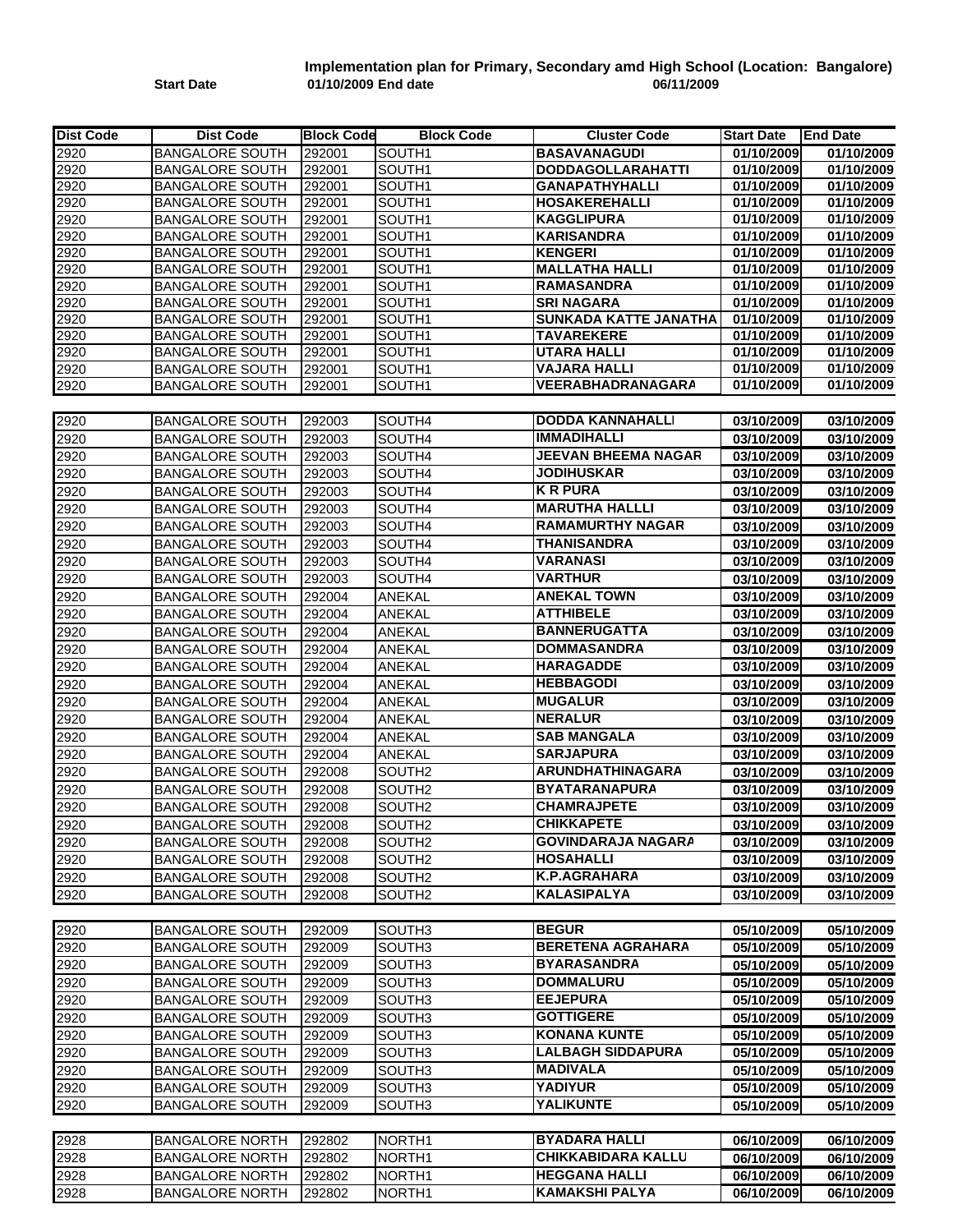## Implementation plan for Primary, Secondary amd High School (Location: Bangalore)

**Start Date** 01/10/2009 **End date** 06/11/2009

| Dist Code | Dist Code | Block Code | Block Code | Cluster Code | Start Date | End Date |
|---|---|---|---|---|---|---|
| 2920 | BANGALORE SOUTH | 292001 | SOUTH1 | BASAVANAGUDI | 01/10/2009 | 01/10/2009 |
| 2920 | BANGALORE SOUTH | 292001 | SOUTH1 | DODDAGOLLARAHATTI | 01/10/2009 | 01/10/2009 |
| 2920 | BANGALORE SOUTH | 292001 | SOUTH1 | GANAPATHYHALLI | 01/10/2009 | 01/10/2009 |
| 2920 | BANGALORE SOUTH | 292001 | SOUTH1 | HOSAKEREHALLI | 01/10/2009 | 01/10/2009 |
| 2920 | BANGALORE SOUTH | 292001 | SOUTH1 | KAGGLIPURA | 01/10/2009 | 01/10/2009 |
| 2920 | BANGALORE SOUTH | 292001 | SOUTH1 | KARISANDRA | 01/10/2009 | 01/10/2009 |
| 2920 | BANGALORE SOUTH | 292001 | SOUTH1 | KENGERI | 01/10/2009 | 01/10/2009 |
| 2920 | BANGALORE SOUTH | 292001 | SOUTH1 | MALLATHA HALLI | 01/10/2009 | 01/10/2009 |
| 2920 | BANGALORE SOUTH | 292001 | SOUTH1 | RAMASANDRA | 01/10/2009 | 01/10/2009 |
| 2920 | BANGALORE SOUTH | 292001 | SOUTH1 | SRI NAGARA | 01/10/2009 | 01/10/2009 |
| 2920 | BANGALORE SOUTH | 292001 | SOUTH1 | SUNKADA KATTE JANATHA | 01/10/2009 | 01/10/2009 |
| 2920 | BANGALORE SOUTH | 292001 | SOUTH1 | TAVAREKERE | 01/10/2009 | 01/10/2009 |
| 2920 | BANGALORE SOUTH | 292001 | SOUTH1 | UTARA HALLI | 01/10/2009 | 01/10/2009 |
| 2920 | BANGALORE SOUTH | 292001 | SOUTH1 | VAJARA HALLI | 01/10/2009 | 01/10/2009 |
| 2920 | BANGALORE SOUTH | 292001 | SOUTH1 | VEERABHADRANAGARA | 01/10/2009 | 01/10/2009 |
| 2920 | BANGALORE SOUTH | 292003 | SOUTH4 | DODDA KANNAHALLI | 03/10/2009 | 03/10/2009 |
| 2920 | BANGALORE SOUTH | 292003 | SOUTH4 | IMMADIHALLI | 03/10/2009 | 03/10/2009 |
| 2920 | BANGALORE SOUTH | 292003 | SOUTH4 | JEEVAN BHEEMA NAGAR | 03/10/2009 | 03/10/2009 |
| 2920 | BANGALORE SOUTH | 292003 | SOUTH4 | JODIHUSKAR | 03/10/2009 | 03/10/2009 |
| 2920 | BANGALORE SOUTH | 292003 | SOUTH4 | K R PURA | 03/10/2009 | 03/10/2009 |
| 2920 | BANGALORE SOUTH | 292003 | SOUTH4 | MARUTHA HALLLI | 03/10/2009 | 03/10/2009 |
| 2920 | BANGALORE SOUTH | 292003 | SOUTH4 | RAMAMURTHY NAGAR | 03/10/2009 | 03/10/2009 |
| 2920 | BANGALORE SOUTH | 292003 | SOUTH4 | THANISANDRA | 03/10/2009 | 03/10/2009 |
| 2920 | BANGALORE SOUTH | 292003 | SOUTH4 | VARANASI | 03/10/2009 | 03/10/2009 |
| 2920 | BANGALORE SOUTH | 292003 | SOUTH4 | VARTHUR | 03/10/2009 | 03/10/2009 |
| 2920 | BANGALORE SOUTH | 292004 | ANEKAL | ANEKAL TOWN | 03/10/2009 | 03/10/2009 |
| 2920 | BANGALORE SOUTH | 292004 | ANEKAL | ATTHIBELE | 03/10/2009 | 03/10/2009 |
| 2920 | BANGALORE SOUTH | 292004 | ANEKAL | BANNERUGATTA | 03/10/2009 | 03/10/2009 |
| 2920 | BANGALORE SOUTH | 292004 | ANEKAL | DOMMASANDRA | 03/10/2009 | 03/10/2009 |
| 2920 | BANGALORE SOUTH | 292004 | ANEKAL | HARAGADDE | 03/10/2009 | 03/10/2009 |
| 2920 | BANGALORE SOUTH | 292004 | ANEKAL | HEBBAGODI | 03/10/2009 | 03/10/2009 |
| 2920 | BANGALORE SOUTH | 292004 | ANEKAL | MUGALUR | 03/10/2009 | 03/10/2009 |
| 2920 | BANGALORE SOUTH | 292004 | ANEKAL | NERALUR | 03/10/2009 | 03/10/2009 |
| 2920 | BANGALORE SOUTH | 292004 | ANEKAL | SAB MANGALA | 03/10/2009 | 03/10/2009 |
| 2920 | BANGALORE SOUTH | 292004 | ANEKAL | SARJAPURA | 03/10/2009 | 03/10/2009 |
| 2920 | BANGALORE SOUTH | 292008 | SOUTH2 | ARUNDHATHINAGARA | 03/10/2009 | 03/10/2009 |
| 2920 | BANGALORE SOUTH | 292008 | SOUTH2 | BYATARANAPURA | 03/10/2009 | 03/10/2009 |
| 2920 | BANGALORE SOUTH | 292008 | SOUTH2 | CHAMRAJPETE | 03/10/2009 | 03/10/2009 |
| 2920 | BANGALORE SOUTH | 292008 | SOUTH2 | CHIKKAPETE | 03/10/2009 | 03/10/2009 |
| 2920 | BANGALORE SOUTH | 292008 | SOUTH2 | GOVINDARAJA NAGARA | 03/10/2009 | 03/10/2009 |
| 2920 | BANGALORE SOUTH | 292008 | SOUTH2 | HOSAHALLI | 03/10/2009 | 03/10/2009 |
| 2920 | BANGALORE SOUTH | 292008 | SOUTH2 | K.P.AGRAHARA | 03/10/2009 | 03/10/2009 |
| 2920 | BANGALORE SOUTH | 292008 | SOUTH2 | KALASIPALYA | 03/10/2009 | 03/10/2009 |
| 2920 | BANGALORE SOUTH | 292009 | SOUTH3 | BEGUR | 05/10/2009 | 05/10/2009 |
| 2920 | BANGALORE SOUTH | 292009 | SOUTH3 | BERETENA AGRAHARA | 05/10/2009 | 05/10/2009 |
| 2920 | BANGALORE SOUTH | 292009 | SOUTH3 | BYARASANDRA | 05/10/2009 | 05/10/2009 |
| 2920 | BANGALORE SOUTH | 292009 | SOUTH3 | DOMMALURU | 05/10/2009 | 05/10/2009 |
| 2920 | BANGALORE SOUTH | 292009 | SOUTH3 | EEJEPURA | 05/10/2009 | 05/10/2009 |
| 2920 | BANGALORE SOUTH | 292009 | SOUTH3 | GOTTIGERE | 05/10/2009 | 05/10/2009 |
| 2920 | BANGALORE SOUTH | 292009 | SOUTH3 | KONANA KUNTE | 05/10/2009 | 05/10/2009 |
| 2920 | BANGALORE SOUTH | 292009 | SOUTH3 | LALBAGH SIDDAPURA | 05/10/2009 | 05/10/2009 |
| 2920 | BANGALORE SOUTH | 292009 | SOUTH3 | MADIVALA | 05/10/2009 | 05/10/2009 |
| 2920 | BANGALORE SOUTH | 292009 | SOUTH3 | YADIYUR | 05/10/2009 | 05/10/2009 |
| 2920 | BANGALORE SOUTH | 292009 | SOUTH3 | YALIKUNTE | 05/10/2009 | 05/10/2009 |
| 2928 | BANGALORE NORTH | 292802 | NORTH1 | BYADARA HALLI | 06/10/2009 | 06/10/2009 |
| 2928 | BANGALORE NORTH | 292802 | NORTH1 | CHIKKABIDARA KALLU | 06/10/2009 | 06/10/2009 |
| 2928 | BANGALORE NORTH | 292802 | NORTH1 | HEGGANA HALLI | 06/10/2009 | 06/10/2009 |
| 2928 | BANGALORE NORTH | 292802 | NORTH1 | KAMAKSHI PALYA | 06/10/2009 | 06/10/2009 |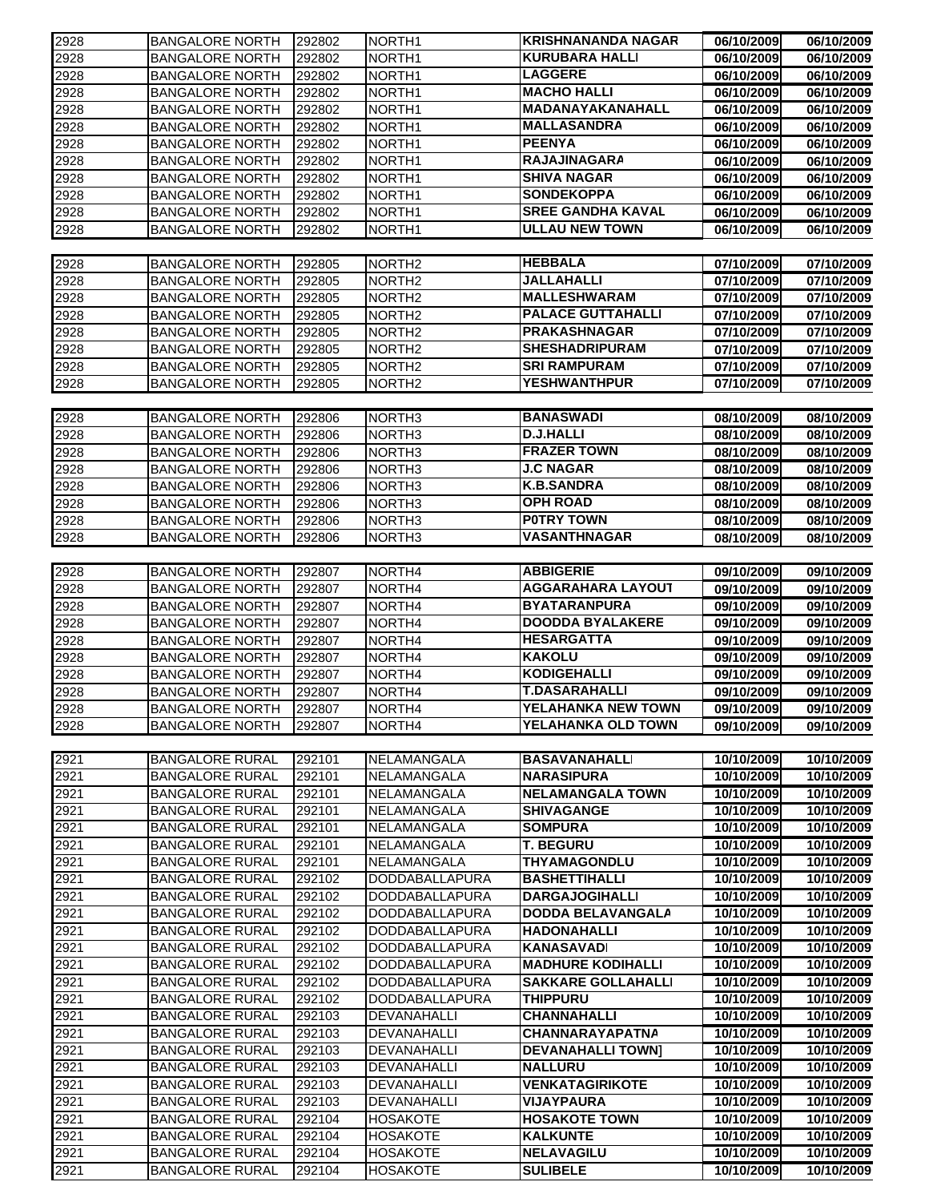| | | | | | | |
|---|---|---|---|---|---|---|
| 2928 | BANGALORE NORTH | 292802 | NORTH1 | **KRISHNANANDA NAGAR** | **06/10/2009** | **06/10/2009** |
| 2928 | BANGALORE NORTH | 292802 | NORTH1 | **KURUBARA HALLI** | **06/10/2009** | **06/10/2009** |
| 2928 | BANGALORE NORTH | 292802 | NORTH1 | **LAGGERE** | **06/10/2009** | **06/10/2009** |
| 2928 | BANGALORE NORTH | 292802 | NORTH1 | **MACHO HALLI** | **06/10/2009** | **06/10/2009** |
| 2928 | BANGALORE NORTH | 292802 | NORTH1 | **MADANAYAKANAHALL** | **06/10/2009** | **06/10/2009** |
| 2928 | BANGALORE NORTH | 292802 | NORTH1 | **MALLASANDRA** | **06/10/2009** | **06/10/2009** |
| 2928 | BANGALORE NORTH | 292802 | NORTH1 | **PEENYA** | **06/10/2009** | **06/10/2009** |
| 2928 | BANGALORE NORTH | 292802 | NORTH1 | **RAJAJINAGARA** | **06/10/2009** | **06/10/2009** |
| 2928 | BANGALORE NORTH | 292802 | NORTH1 | **SHIVA NAGAR** | **06/10/2009** | **06/10/2009** |
| 2928 | BANGALORE NORTH | 292802 | NORTH1 | **SONDEKOPPA** | **06/10/2009** | **06/10/2009** |
| 2928 | BANGALORE NORTH | 292802 | NORTH1 | **SREE GANDHA KAVAL** | **06/10/2009** | **06/10/2009** |
| 2928 | BANGALORE NORTH | 292802 | NORTH1 | **ULLAU NEW TOWN** | **06/10/2009** | **06/10/2009** |
| 2928 | BANGALORE NORTH | 292805 | NORTH2 | **HEBBALA** | **07/10/2009** | **07/10/2009** |
| 2928 | BANGALORE NORTH | 292805 | NORTH2 | **JALLAHALLI** | **07/10/2009** | **07/10/2009** |
| 2928 | BANGALORE NORTH | 292805 | NORTH2 | **MALLESHWARAM** | **07/10/2009** | **07/10/2009** |
| 2928 | BANGALORE NORTH | 292805 | NORTH2 | **PALACE GUTTAHALLI** | **07/10/2009** | **07/10/2009** |
| 2928 | BANGALORE NORTH | 292805 | NORTH2 | **PRAKASHNAGAR** | **07/10/2009** | **07/10/2009** |
| 2928 | BANGALORE NORTH | 292805 | NORTH2 | **SHESHADRIPURAM** | **07/10/2009** | **07/10/2009** |
| 2928 | BANGALORE NORTH | 292805 | NORTH2 | **SRI RAMPURAM** | **07/10/2009** | **07/10/2009** |
| 2928 | BANGALORE NORTH | 292805 | NORTH2 | **YESHWANTHPUR** | **07/10/2009** | **07/10/2009** |
| 2928 | BANGALORE NORTH | 292806 | NORTH3 | **BANASWADI** | **08/10/2009** | **08/10/2009** |
| 2928 | BANGALORE NORTH | 292806 | NORTH3 | **D.J.HALLI** | **08/10/2009** | **08/10/2009** |
| 2928 | BANGALORE NORTH | 292806 | NORTH3 | **FRAZER TOWN** | **08/10/2009** | **08/10/2009** |
| 2928 | BANGALORE NORTH | 292806 | NORTH3 | **J.C NAGAR** | **08/10/2009** | **08/10/2009** |
| 2928 | BANGALORE NORTH | 292806 | NORTH3 | **K.B.SANDRA** | **08/10/2009** | **08/10/2009** |
| 2928 | BANGALORE NORTH | 292806 | NORTH3 | **OPH ROAD** | **08/10/2009** | **08/10/2009** |
| 2928 | BANGALORE NORTH | 292806 | NORTH3 | **P0TRY TOWN** | **08/10/2009** | **08/10/2009** |
| 2928 | BANGALORE NORTH | 292806 | NORTH3 | **VASANTHNAGAR** | **08/10/2009** | **08/10/2009** |
| 2928 | BANGALORE NORTH | 292807 | NORTH4 | **ABBIGERIE** | **09/10/2009** | **09/10/2009** |
| 2928 | BANGALORE NORTH | 292807 | NORTH4 | **AGGARAHARA LAYOUT** | **09/10/2009** | **09/10/2009** |
| 2928 | BANGALORE NORTH | 292807 | NORTH4 | **BYATARANPURA** | **09/10/2009** | **09/10/2009** |
| 2928 | BANGALORE NORTH | 292807 | NORTH4 | **DOODDA BYALAKERE** | **09/10/2009** | **09/10/2009** |
| 2928 | BANGALORE NORTH | 292807 | NORTH4 | **HESARGATTA** | **09/10/2009** | **09/10/2009** |
| 2928 | BANGALORE NORTH | 292807 | NORTH4 | **KAKOLU** | **09/10/2009** | **09/10/2009** |
| 2928 | BANGALORE NORTH | 292807 | NORTH4 | **KODIGEHALLI** | **09/10/2009** | **09/10/2009** |
| 2928 | BANGALORE NORTH | 292807 | NORTH4 | **T.DASARAHALLI** | **09/10/2009** | **09/10/2009** |
| 2928 | BANGALORE NORTH | 292807 | NORTH4 | **YELAHANKA NEW TOWN** | **09/10/2009** | **09/10/2009** |
| 2928 | BANGALORE NORTH | 292807 | NORTH4 | **YELAHANKA OLD TOWN** | **09/10/2009** | **09/10/2009** |
| 2921 | BANGALORE RURAL | 292101 | NELAMANGALA | **BASAVANAHALLI** | **10/10/2009** | **10/10/2009** |
| 2921 | BANGALORE RURAL | 292101 | NELAMANGALA | **NARASIPURA** | **10/10/2009** | **10/10/2009** |
| 2921 | BANGALORE RURAL | 292101 | NELAMANGALA | **NELAMANGALA TOWN** | **10/10/2009** | **10/10/2009** |
| 2921 | BANGALORE RURAL | 292101 | NELAMANGALA | **SHIVAGANGE** | **10/10/2009** | **10/10/2009** |
| 2921 | BANGALORE RURAL | 292101 | NELAMANGALA | **SOMPURA** | **10/10/2009** | **10/10/2009** |
| 2921 | BANGALORE RURAL | 292101 | NELAMANGALA | **T. BEGURU** | **10/10/2009** | **10/10/2009** |
| 2921 | BANGALORE RURAL | 292101 | NELAMANGALA | **THYAMAGONDLU** | **10/10/2009** | **10/10/2009** |
| 2921 | BANGALORE RURAL | 292102 | DODDABALLAPURA | **BASHETTIHALLI** | **10/10/2009** | **10/10/2009** |
| 2921 | BANGALORE RURAL | 292102 | DODDABALLAPURA | **DARGAJOGIHALLI** | **10/10/2009** | **10/10/2009** |
| 2921 | BANGALORE RURAL | 292102 | DODDABALLAPURA | **DODDA BELAVANGALA** | **10/10/2009** | **10/10/2009** |
| 2921 | BANGALORE RURAL | 292102 | DODDABALLAPURA | **HADONAHALLI** | **10/10/2009** | **10/10/2009** |
| 2921 | BANGALORE RURAL | 292102 | DODDABALLAPURA | **KANASAVADI** | **10/10/2009** | **10/10/2009** |
| 2921 | BANGALORE RURAL | 292102 | DODDABALLAPURA | **MADHURE KODIHALLI** | **10/10/2009** | **10/10/2009** |
| 2921 | BANGALORE RURAL | 292102 | DODDABALLAPURA | **SAKKARE GOLLAHALLI** | **10/10/2009** | **10/10/2009** |
| 2921 | BANGALORE RURAL | 292102 | DODDABALLAPURA | **THIPPURU** | **10/10/2009** | **10/10/2009** |
| 2921 | BANGALORE RURAL | 292103 | DEVANAHALLI | **CHANNAHALLI** | **10/10/2009** | **10/10/2009** |
| 2921 | BANGALORE RURAL | 292103 | DEVANAHALLI | **CHANNARAYAPATNA** | **10/10/2009** | **10/10/2009** |
| 2921 | BANGALORE RURAL | 292103 | DEVANAHALLI | **DEVANAHALLI TOWN]** | **10/10/2009** | **10/10/2009** |
| 2921 | BANGALORE RURAL | 292103 | DEVANAHALLI | **NALLURU** | **10/10/2009** | **10/10/2009** |
| 2921 | BANGALORE RURAL | 292103 | DEVANAHALLI | **VENKATAGIRIKOTE** | **10/10/2009** | **10/10/2009** |
| 2921 | BANGALORE RURAL | 292103 | DEVANAHALLI | **VIJAYPAURA** | **10/10/2009** | **10/10/2009** |
| 2921 | BANGALORE RURAL | 292104 | HOSAKOTE | **HOSAKOTE TOWN** | **10/10/2009** | **10/10/2009** |
| 2921 | BANGALORE RURAL | 292104 | HOSAKOTE | **KALKUNTE** | **10/10/2009** | **10/10/2009** |
| 2921 | BANGALORE RURAL | 292104 | HOSAKOTE | **NELAVAGILU** | **10/10/2009** | **10/10/2009** |
| 2921 | BANGALORE RURAL | 292104 | HOSAKOTE | **SULIBELE** | **10/10/2009** | **10/10/2009** |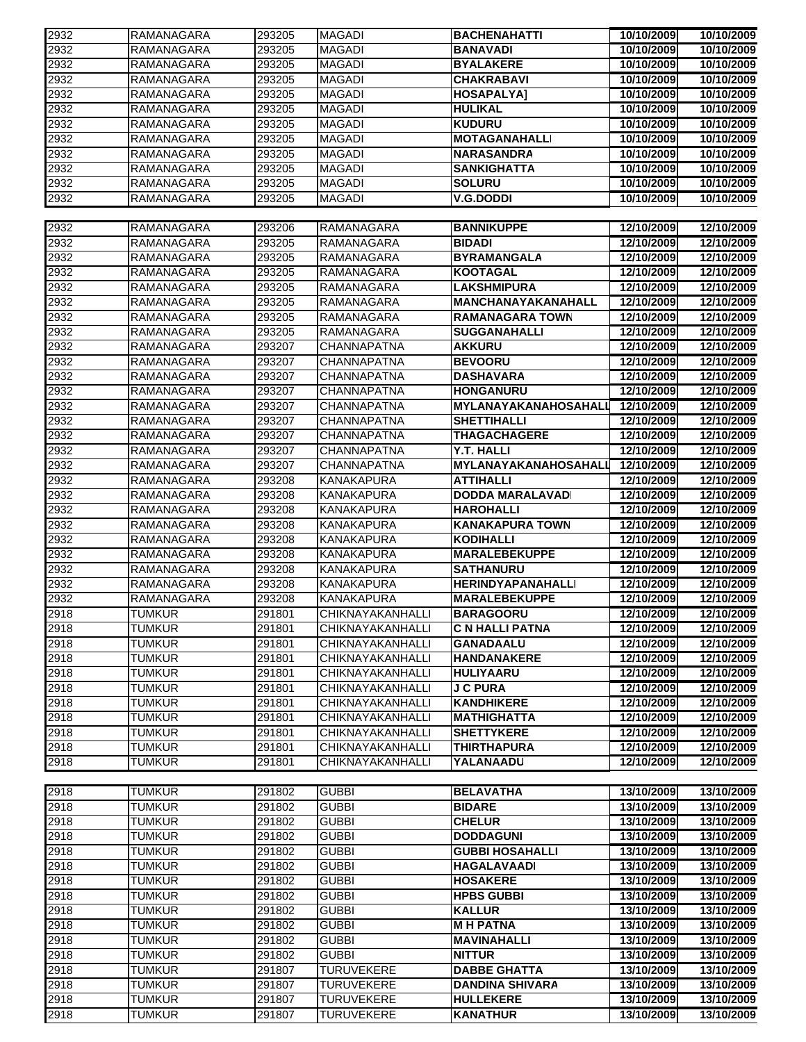| 2932 | RAMANAGARA | 293205 | MAGADI | BACHENAHATTI | 10/10/2009 | 10/10/2009 |
|---|---|---|---|---|---|---|
| 2932 | RAMANAGARA | 293205 | MAGADI | BANAVADI | 10/10/2009 | 10/10/2009 |
| 2932 | RAMANAGARA | 293205 | MAGADI | BYALAKERE | 10/10/2009 | 10/10/2009 |
| 2932 | RAMANAGARA | 293205 | MAGADI | CHAKRABAVI | 10/10/2009 | 10/10/2009 |
| 2932 | RAMANAGARA | 293205 | MAGADI | HOSAPALYA] | 10/10/2009 | 10/10/2009 |
| 2932 | RAMANAGARA | 293205 | MAGADI | HULIKAL | 10/10/2009 | 10/10/2009 |
| 2932 | RAMANAGARA | 293205 | MAGADI | KUDURU | 10/10/2009 | 10/10/2009 |
| 2932 | RAMANAGARA | 293205 | MAGADI | MOTAGANAHALLI | 10/10/2009 | 10/10/2009 |
| 2932 | RAMANAGARA | 293205 | MAGADI | NARASANDRA | 10/10/2009 | 10/10/2009 |
| 2932 | RAMANAGARA | 293205 | MAGADI | SANKIGHATTA | 10/10/2009 | 10/10/2009 |
| 2932 | RAMANAGARA | 293205 | MAGADI | SOLURU | 10/10/2009 | 10/10/2009 |
| 2932 | RAMANAGARA | 293205 | MAGADI | V.G.DODDI | 10/10/2009 | 10/10/2009 |

| 2932 | RAMANAGARA | 293206 | RAMANAGARA | BANNIKUPPE | 12/10/2009 | 12/10/2009 |
|---|---|---|---|---|---|---|
| 2932 | RAMANAGARA | 293205 | RAMANAGARA | BIDADI | 12/10/2009 | 12/10/2009 |
| 2932 | RAMANAGARA | 293205 | RAMANAGARA | BYRAMANGALA | 12/10/2009 | 12/10/2009 |
| 2932 | RAMANAGARA | 293205 | RAMANAGARA | KOOTAGAL | 12/10/2009 | 12/10/2009 |
| 2932 | RAMANAGARA | 293205 | RAMANAGARA | LAKSHMIPURA | 12/10/2009 | 12/10/2009 |
| 2932 | RAMANAGARA | 293205 | RAMANAGARA | MANCHANAYAKANAHALL | 12/10/2009 | 12/10/2009 |
| 2932 | RAMANAGARA | 293205 | RAMANAGARA | RAMANAGARA TOWN | 12/10/2009 | 12/10/2009 |
| 2932 | RAMANAGARA | 293205 | RAMANAGARA | SUGGANAHALLI | 12/10/2009 | 12/10/2009 |
| 2932 | RAMANAGARA | 293207 | CHANNAPATNA | AKKURU | 12/10/2009 | 12/10/2009 |
| 2932 | RAMANAGARA | 293207 | CHANNAPATNA | BEVOORU | 12/10/2009 | 12/10/2009 |
| 2932 | RAMANAGARA | 293207 | CHANNAPATNA | DASHAVARA | 12/10/2009 | 12/10/2009 |
| 2932 | RAMANAGARA | 293207 | CHANNAPATNA | HONGANURU | 12/10/2009 | 12/10/2009 |
| 2932 | RAMANAGARA | 293207 | CHANNAPATNA | MYLANAYAKANAHOSAHALLI | 12/10/2009 | 12/10/2009 |
| 2932 | RAMANAGARA | 293207 | CHANNAPATNA | SHETTIHALLI | 12/10/2009 | 12/10/2009 |
| 2932 | RAMANAGARA | 293207 | CHANNAPATNA | THAGACHAGERE | 12/10/2009 | 12/10/2009 |
| 2932 | RAMANAGARA | 293207 | CHANNAPATNA | Y.T. HALLI | 12/10/2009 | 12/10/2009 |
| 2932 | RAMANAGARA | 293207 | CHANNAPATNA | MYLANAYAKANAHOSAHALLI | 12/10/2009 | 12/10/2009 |
| 2932 | RAMANAGARA | 293208 | KANAKAPURA | ATTIHALLI | 12/10/2009 | 12/10/2009 |
| 2932 | RAMANAGARA | 293208 | KANAKAPURA | DODDA MARALAVADI | 12/10/2009 | 12/10/2009 |
| 2932 | RAMANAGARA | 293208 | KANAKAPURA | HAROHALLI | 12/10/2009 | 12/10/2009 |
| 2932 | RAMANAGARA | 293208 | KANAKAPURA | KANAKAPURA TOWN | 12/10/2009 | 12/10/2009 |
| 2932 | RAMANAGARA | 293208 | KANAKAPURA | KODIHALLI | 12/10/2009 | 12/10/2009 |
| 2932 | RAMANAGARA | 293208 | KANAKAPURA | MARALEBEKUPPE | 12/10/2009 | 12/10/2009 |
| 2932 | RAMANAGARA | 293208 | KANAKAPURA | SATHANURU | 12/10/2009 | 12/10/2009 |
| 2932 | RAMANAGARA | 293208 | KANAKAPURA | HERINDYAPANAHALLI | 12/10/2009 | 12/10/2009 |
| 2932 | RAMANAGARA | 293208 | KANAKAPURA | MARALEBEKUPPE | 12/10/2009 | 12/10/2009 |
| 2918 | TUMKUR | 291801 | CHIKNAYAKANHALLI | BARAGOORU | 12/10/2009 | 12/10/2009 |
| 2918 | TUMKUR | 291801 | CHIKNAYAKANHALLI | C N HALLI PATNA | 12/10/2009 | 12/10/2009 |
| 2918 | TUMKUR | 291801 | CHIKNAYAKANHALLI | GANADAALU | 12/10/2009 | 12/10/2009 |
| 2918 | TUMKUR | 291801 | CHIKNAYAKANHALLI | HANDANAKERE | 12/10/2009 | 12/10/2009 |
| 2918 | TUMKUR | 291801 | CHIKNAYAKANHALLI | HULIYAARU | 12/10/2009 | 12/10/2009 |
| 2918 | TUMKUR | 291801 | CHIKNAYAKANHALLI | J C PURA | 12/10/2009 | 12/10/2009 |
| 2918 | TUMKUR | 291801 | CHIKNAYAKANHALLI | KANDHIKERE | 12/10/2009 | 12/10/2009 |
| 2918 | TUMKUR | 291801 | CHIKNAYAKANHALLI | MATHIGHATTA | 12/10/2009 | 12/10/2009 |
| 2918 | TUMKUR | 291801 | CHIKNAYAKANHALLI | SHETTYKERE | 12/10/2009 | 12/10/2009 |
| 2918 | TUMKUR | 291801 | CHIKNAYAKANHALLI | THIRTHAPURA | 12/10/2009 | 12/10/2009 |
| 2918 | TUMKUR | 291801 | CHIKNAYAKANHALLI | YALANAADU | 12/10/2009 | 12/10/2009 |

| 2918 | TUMKUR | 291802 | GUBBI | BELAVATHA | 13/10/2009 | 13/10/2009 |
|---|---|---|---|---|---|---|
| 2918 | TUMKUR | 291802 | GUBBI | BIDARE | 13/10/2009 | 13/10/2009 |
| 2918 | TUMKUR | 291802 | GUBBI | CHELUR | 13/10/2009 | 13/10/2009 |
| 2918 | TUMKUR | 291802 | GUBBI | DODDAGUNI | 13/10/2009 | 13/10/2009 |
| 2918 | TUMKUR | 291802 | GUBBI | GUBBI HOSAHALLI | 13/10/2009 | 13/10/2009 |
| 2918 | TUMKUR | 291802 | GUBBI | HAGALAVAADI | 13/10/2009 | 13/10/2009 |
| 2918 | TUMKUR | 291802 | GUBBI | HOSAKERE | 13/10/2009 | 13/10/2009 |
| 2918 | TUMKUR | 291802 | GUBBI | HPBS GUBBI | 13/10/2009 | 13/10/2009 |
| 2918 | TUMKUR | 291802 | GUBBI | KALLUR | 13/10/2009 | 13/10/2009 |
| 2918 | TUMKUR | 291802 | GUBBI | M H PATNA | 13/10/2009 | 13/10/2009 |
| 2918 | TUMKUR | 291802 | GUBBI | MAVINAHALLI | 13/10/2009 | 13/10/2009 |
| 2918 | TUMKUR | 291802 | GUBBI | NITTUR | 13/10/2009 | 13/10/2009 |
| 2918 | TUMKUR | 291807 | TURUVEKERE | DABBE GHATTA | 13/10/2009 | 13/10/2009 |
| 2918 | TUMKUR | 291807 | TURUVEKERE | DANDINA SHIVARA | 13/10/2009 | 13/10/2009 |
| 2918 | TUMKUR | 291807 | TURUVEKERE | HULLEKERE | 13/10/2009 | 13/10/2009 |
| 2918 | TUMKUR | 291807 | TURUVEKERE | KANATHUR | 13/10/2009 | 13/10/2009 |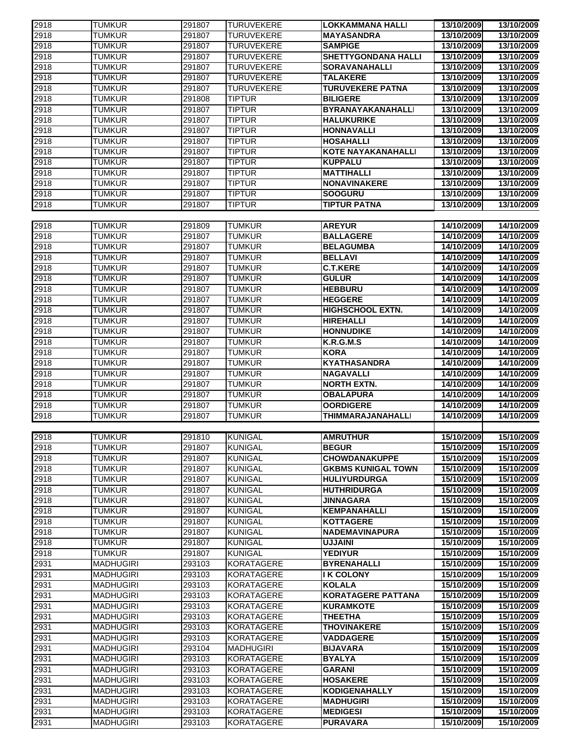| | | | | | | |
|---|---|---|---|---|---|---|
| 2918 | TUMKUR | 291807 | TURUVEKERE | **LOKKAMMANA HALLI** | **13/10/2009** | **13/10/2009** |
| 2918 | TUMKUR | 291807 | TURUVEKERE | **MAYASANDRA** | **13/10/2009** | **13/10/2009** |
| 2918 | TUMKUR | 291807 | TURUVEKERE | **SAMPIGE** | **13/10/2009** | **13/10/2009** |
| 2918 | TUMKUR | 291807 | TURUVEKERE | **SHETTYGONDANA HALLI** | **13/10/2009** | **13/10/2009** |
| 2918 | TUMKUR | 291807 | TURUVEKERE | **SORAVANAHALLI** | **13/10/2009** | **13/10/2009** |
| 2918 | TUMKUR | 291807 | TURUVEKERE | **TALAKERE** | **13/10/2009** | **13/10/2009** |
| 2918 | TUMKUR | 291807 | TURUVEKERE | **TURUVEKERE PATNA** | **13/10/2009** | **13/10/2009** |
| 2918 | TUMKUR | 291808 | TIPTUR | **BILIGERE** | **13/10/2009** | **13/10/2009** |
| 2918 | TUMKUR | 291807 | TIPTUR | **BYRANAYAKANAHALLI** | **13/10/2009** | **13/10/2009** |
| 2918 | TUMKUR | 291807 | TIPTUR | **HALUKURIKE** | **13/10/2009** | **13/10/2009** |
| 2918 | TUMKUR | 291807 | TIPTUR | **HONNAVALLI** | **13/10/2009** | **13/10/2009** |
| 2918 | TUMKUR | 291807 | TIPTUR | **HOSAHALLI** | **13/10/2009** | **13/10/2009** |
| 2918 | TUMKUR | 291807 | TIPTUR | **KOTE NAYAKANAHALLI** | **13/10/2009** | **13/10/2009** |
| 2918 | TUMKUR | 291807 | TIPTUR | **KUPPALU** | **13/10/2009** | **13/10/2009** |
| 2918 | TUMKUR | 291807 | TIPTUR | **MATTIHALLI** | **13/10/2009** | **13/10/2009** |
| 2918 | TUMKUR | 291807 | TIPTUR | **NONAVINAKERE** | **13/10/2009** | **13/10/2009** |
| 2918 | TUMKUR | 291807 | TIPTUR | **SOOGURU** | **13/10/2009** | **13/10/2009** |
| 2918 | TUMKUR | 291807 | TIPTUR | **TIPTUR PATNA** | **13/10/2009** | **13/10/2009** |
| 2918 | TUMKUR | 291809 | TUMKUR | **AREYUR** | **14/10/2009** | **14/10/2009** |
| 2918 | TUMKUR | 291807 | TUMKUR | **BALLAGERE** | **14/10/2009** | **14/10/2009** |
| 2918 | TUMKUR | 291807 | TUMKUR | **BELAGUMBA** | **14/10/2009** | **14/10/2009** |
| 2918 | TUMKUR | 291807 | TUMKUR | **BELLAVI** | **14/10/2009** | **14/10/2009** |
| 2918 | TUMKUR | 291807 | TUMKUR | **C.T.KERE** | **14/10/2009** | **14/10/2009** |
| 2918 | TUMKUR | 291807 | TUMKUR | **GULUR** | **14/10/2009** | **14/10/2009** |
| 2918 | TUMKUR | 291807 | TUMKUR | **HEBBURU** | **14/10/2009** | **14/10/2009** |
| 2918 | TUMKUR | 291807 | TUMKUR | **HEGGERE** | **14/10/2009** | **14/10/2009** |
| 2918 | TUMKUR | 291807 | TUMKUR | **HIGHSCHOOL EXTN.** | **14/10/2009** | **14/10/2009** |
| 2918 | TUMKUR | 291807 | TUMKUR | **HIREHALLI** | **14/10/2009** | **14/10/2009** |
| 2918 | TUMKUR | 291807 | TUMKUR | **HONNUDIKE** | **14/10/2009** | **14/10/2009** |
| 2918 | TUMKUR | 291807 | TUMKUR | **K.R.G.M.S** | **14/10/2009** | **14/10/2009** |
| 2918 | TUMKUR | 291807 | TUMKUR | **KORA** | **14/10/2009** | **14/10/2009** |
| 2918 | TUMKUR | 291807 | TUMKUR | **KYATHASANDRA** | **14/10/2009** | **14/10/2009** |
| 2918 | TUMKUR | 291807 | TUMKUR | **NAGAVALLI** | **14/10/2009** | **14/10/2009** |
| 2918 | TUMKUR | 291807 | TUMKUR | **NORTH EXTN.** | **14/10/2009** | **14/10/2009** |
| 2918 | TUMKUR | 291807 | TUMKUR | **OBALAPURA** | **14/10/2009** | **14/10/2009** |
| 2918 | TUMKUR | 291807 | TUMKUR | **OORDIGERE** | **14/10/2009** | **14/10/2009** |
| 2918 | TUMKUR | 291807 | TUMKUR | **THIMMARAJANAHALLI** | **14/10/2009** | **14/10/2009** |
| 2918 | TUMKUR | 291810 | KUNIGAL | **AMRUTHUR** | **15/10/2009** | **15/10/2009** |
| 2918 | TUMKUR | 291807 | KUNIGAL | **BEGUR** | **15/10/2009** | **15/10/2009** |
| 2918 | TUMKUR | 291807 | KUNIGAL | **CHOWDANAKUPPE** | **15/10/2009** | **15/10/2009** |
| 2918 | TUMKUR | 291807 | KUNIGAL | **GKBMS KUNIGAL TOWN** | **15/10/2009** | **15/10/2009** |
| 2918 | TUMKUR | 291807 | KUNIGAL | **HULIYURDURGA** | **15/10/2009** | **15/10/2009** |
| 2918 | TUMKUR | 291807 | KUNIGAL | **HUTHRIDURGA** | **15/10/2009** | **15/10/2009** |
| 2918 | TUMKUR | 291807 | KUNIGAL | **JINNAGARA** | **15/10/2009** | **15/10/2009** |
| 2918 | TUMKUR | 291807 | KUNIGAL | **KEMPANAHALLI** | **15/10/2009** | **15/10/2009** |
| 2918 | TUMKUR | 291807 | KUNIGAL | **KOTTAGERE** | **15/10/2009** | **15/10/2009** |
| 2918 | TUMKUR | 291807 | KUNIGAL | **NADEMAVINAPURA** | **15/10/2009** | **15/10/2009** |
| 2918 | TUMKUR | 291807 | KUNIGAL | **UJJAINI** | **15/10/2009** | **15/10/2009** |
| 2918 | TUMKUR | 291807 | KUNIGAL | **YEDIYUR** | **15/10/2009** | **15/10/2009** |
| 2931 | MADHUGIRI | 293103 | KORATAGERE | **BYRENAHALLI** | **15/10/2009** | **15/10/2009** |
| 2931 | MADHUGIRI | 293103 | KORATAGERE | **I K COLONY** | **15/10/2009** | **15/10/2009** |
| 2931 | MADHUGIRI | 293103 | KORATAGERE | **KOLALA** | **15/10/2009** | **15/10/2009** |
| 2931 | MADHUGIRI | 293103 | KORATAGERE | **KORATAGERE PATTANA** | **15/10/2009** | **15/10/2009** |
| 2931 | MADHUGIRI | 293103 | KORATAGERE | **KURAMKOTE** | **15/10/2009** | **15/10/2009** |
| 2931 | MADHUGIRI | 293103 | KORATAGERE | **THEETHA** | **15/10/2009** | **15/10/2009** |
| 2931 | MADHUGIRI | 293103 | KORATAGERE | **THOVINAKERE** | **15/10/2009** | **15/10/2009** |
| 2931 | MADHUGIRI | 293103 | KORATAGERE | **VADDAGERE** | **15/10/2009** | **15/10/2009** |
| 2931 | MADHUGIRI | 293104 | MADHUGIRI | **BIJAVARA** | **15/10/2009** | **15/10/2009** |
| 2931 | MADHUGIRI | 293103 | KORATAGERE | **BYALYA** | **15/10/2009** | **15/10/2009** |
| 2931 | MADHUGIRI | 293103 | KORATAGERE | **GARANI** | **15/10/2009** | **15/10/2009** |
| 2931 | MADHUGIRI | 293103 | KORATAGERE | **HOSAKERE** | **15/10/2009** | **15/10/2009** |
| 2931 | MADHUGIRI | 293103 | KORATAGERE | **KODIGENAHALLY** | **15/10/2009** | **15/10/2009** |
| 2931 | MADHUGIRI | 293103 | KORATAGERE | **MADHUGIRI** | **15/10/2009** | **15/10/2009** |
| 2931 | MADHUGIRI | 293103 | KORATAGERE | **MEDIGESI** | **15/10/2009** | **15/10/2009** |
| 2931 | MADHUGIRI | 293103 | KORATAGERE | **PURAVARA** | **15/10/2009** | **15/10/2009** |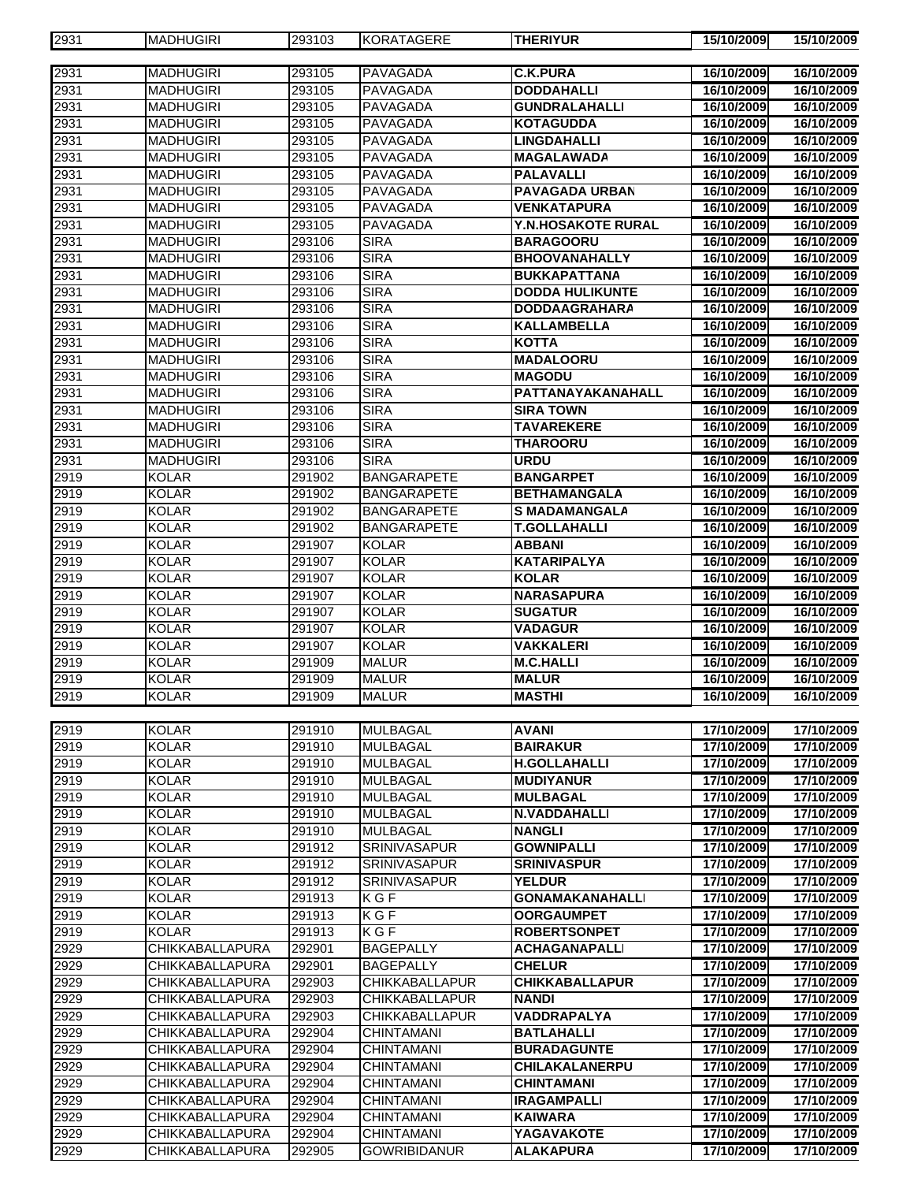| | | | | | | |
|---|---|---|---|---|---|---|
| 2931 | MADHUGIRI | 293103 | KORATAGERE | **THERIYUR** | **15/10/2009** | **15/10/2009** |

| | | | | | | |
|---|---|---|---|---|---|---|
| 2931 | MADHUGIRI | 293105 | PAVAGADA | **C.K.PURA** | **16/10/2009** | **16/10/2009** |
| 2931 | MADHUGIRI | 293105 | PAVAGADA | **DODDAHALLI** | **16/10/2009** | **16/10/2009** |
| 2931 | MADHUGIRI | 293105 | PAVAGADA | **GUNDRALAHALLI** | **16/10/2009** | **16/10/2009** |
| 2931 | MADHUGIRI | 293105 | PAVAGADA | **KOTAGUDDA** | **16/10/2009** | **16/10/2009** |
| 2931 | MADHUGIRI | 293105 | PAVAGADA | **LINGDAHALLI** | **16/10/2009** | **16/10/2009** |
| 2931 | MADHUGIRI | 293105 | PAVAGADA | **MAGALAWADA** | **16/10/2009** | **16/10/2009** |
| 2931 | MADHUGIRI | 293105 | PAVAGADA | **PALAVALLI** | **16/10/2009** | **16/10/2009** |
| 2931 | MADHUGIRI | 293105 | PAVAGADA | **PAVAGADA URBAN** | **16/10/2009** | **16/10/2009** |
| 2931 | MADHUGIRI | 293105 | PAVAGADA | **VENKATAPURA** | **16/10/2009** | **16/10/2009** |
| 2931 | MADHUGIRI | 293105 | PAVAGADA | **Y.N.HOSAKOTE RURAL** | **16/10/2009** | **16/10/2009** |
| 2931 | MADHUGIRI | 293106 | SIRA | **BARAGOORU** | **16/10/2009** | **16/10/2009** |
| 2931 | MADHUGIRI | 293106 | SIRA | **BHOOVANAHALLY** | **16/10/2009** | **16/10/2009** |
| 2931 | MADHUGIRI | 293106 | SIRA | **BUKKAPATTANA** | **16/10/2009** | **16/10/2009** |
| 2931 | MADHUGIRI | 293106 | SIRA | **DODDA HULIKUNTE** | **16/10/2009** | **16/10/2009** |
| 2931 | MADHUGIRI | 293106 | SIRA | **DODDAAGRAHARA** | **16/10/2009** | **16/10/2009** |
| 2931 | MADHUGIRI | 293106 | SIRA | **KALLAMBELLA** | **16/10/2009** | **16/10/2009** |
| 2931 | MADHUGIRI | 293106 | SIRA | **KOTTA** | **16/10/2009** | **16/10/2009** |
| 2931 | MADHUGIRI | 293106 | SIRA | **MADALOORU** | **16/10/2009** | **16/10/2009** |
| 2931 | MADHUGIRI | 293106 | SIRA | **MAGODU** | **16/10/2009** | **16/10/2009** |
| 2931 | MADHUGIRI | 293106 | SIRA | **PATTANAYAKANAHALL** | **16/10/2009** | **16/10/2009** |
| 2931 | MADHUGIRI | 293106 | SIRA | **SIRA TOWN** | **16/10/2009** | **16/10/2009** |
| 2931 | MADHUGIRI | 293106 | SIRA | **TAVAREKERE** | **16/10/2009** | **16/10/2009** |
| 2931 | MADHUGIRI | 293106 | SIRA | **THAROORU** | **16/10/2009** | **16/10/2009** |
| 2931 | MADHUGIRI | 293106 | SIRA | **URDU** | **16/10/2009** | **16/10/2009** |
| 2919 | KOLAR | 291902 | BANGARAPETE | **BANGARPET** | **16/10/2009** | **16/10/2009** |
| 2919 | KOLAR | 291902 | BANGARAPETE | **BETHAMANGALA** | **16/10/2009** | **16/10/2009** |
| 2919 | KOLAR | 291902 | BANGARAPETE | **S MADAMANGALA** | **16/10/2009** | **16/10/2009** |
| 2919 | KOLAR | 291902 | BANGARAPETE | **T.GOLLAHALLI** | **16/10/2009** | **16/10/2009** |
| 2919 | KOLAR | 291907 | KOLAR | **ABBANI** | **16/10/2009** | **16/10/2009** |
| 2919 | KOLAR | 291907 | KOLAR | **KATARIPALYA** | **16/10/2009** | **16/10/2009** |
| 2919 | KOLAR | 291907 | KOLAR | **KOLAR** | **16/10/2009** | **16/10/2009** |
| 2919 | KOLAR | 291907 | KOLAR | **NARASAPURA** | **16/10/2009** | **16/10/2009** |
| 2919 | KOLAR | 291907 | KOLAR | **SUGATUR** | **16/10/2009** | **16/10/2009** |
| 2919 | KOLAR | 291907 | KOLAR | **VADAGUR** | **16/10/2009** | **16/10/2009** |
| 2919 | KOLAR | 291907 | KOLAR | **VAKKALERI** | **16/10/2009** | **16/10/2009** |
| 2919 | KOLAR | 291909 | MALUR | **M.C.HALLI** | **16/10/2009** | **16/10/2009** |
| 2919 | KOLAR | 291909 | MALUR | **MALUR** | **16/10/2009** | **16/10/2009** |
| 2919 | KOLAR | 291909 | MALUR | **MASTHI** | **16/10/2009** | **16/10/2009** |

| | | | | | | |
|---|---|---|---|---|---|---|
| 2919 | KOLAR | 291910 | MULBAGAL | **AVANI** | **17/10/2009** | **17/10/2009** |
| 2919 | KOLAR | 291910 | MULBAGAL | **BAIRAKUR** | **17/10/2009** | **17/10/2009** |
| 2919 | KOLAR | 291910 | MULBAGAL | **H.GOLLAHALLI** | **17/10/2009** | **17/10/2009** |
| 2919 | KOLAR | 291910 | MULBAGAL | **MUDIYANUR** | **17/10/2009** | **17/10/2009** |
| 2919 | KOLAR | 291910 | MULBAGAL | **MULBAGAL** | **17/10/2009** | **17/10/2009** |
| 2919 | KOLAR | 291910 | MULBAGAL | **N.VADDAHALLI** | **17/10/2009** | **17/10/2009** |
| 2919 | KOLAR | 291910 | MULBAGAL | **NANGLI** | **17/10/2009** | **17/10/2009** |
| 2919 | KOLAR | 291912 | SRINIVASAPUR | **GOWNIPALLI** | **17/10/2009** | **17/10/2009** |
| 2919 | KOLAR | 291912 | SRINIVASAPUR | **SRINIVASPUR** | **17/10/2009** | **17/10/2009** |
| 2919 | KOLAR | 291912 | SRINIVASAPUR | **YELDUR** | **17/10/2009** | **17/10/2009** |
| 2919 | KOLAR | 291913 | K G F | **GONAMAKANAHALLI** | **17/10/2009** | **17/10/2009** |
| 2919 | KOLAR | 291913 | K G F | **OORGAUMPET** | **17/10/2009** | **17/10/2009** |
| 2919 | KOLAR | 291913 | K G F | **ROBERTSONPET** | **17/10/2009** | **17/10/2009** |
| 2929 | CHIKKABALLAPURA | 292901 | BAGEPALLY | **ACHAGANAPALLI** | **17/10/2009** | **17/10/2009** |
| 2929 | CHIKKABALLAPURA | 292901 | BAGEPALLY | **CHELUR** | **17/10/2009** | **17/10/2009** |
| 2929 | CHIKKABALLAPURA | 292903 | CHIKKABALLAPUR | **CHIKKABALLAPUR** | **17/10/2009** | **17/10/2009** |
| 2929 | CHIKKABALLAPURA | 292903 | CHIKKABALLAPUR | **NANDI** | **17/10/2009** | **17/10/2009** |
| 2929 | CHIKKABALLAPURA | 292903 | CHIKKABALLAPUR | **VADDRAPALYA** | **17/10/2009** | **17/10/2009** |
| 2929 | CHIKKABALLAPURA | 292904 | CHINTAMANI | **BATLAHALLI** | **17/10/2009** | **17/10/2009** |
| 2929 | CHIKKABALLAPURA | 292904 | CHINTAMANI | **BURADAGUNTE** | **17/10/2009** | **17/10/2009** |
| 2929 | CHIKKABALLAPURA | 292904 | CHINTAMANI | **CHILAKALANERPU** | **17/10/2009** | **17/10/2009** |
| 2929 | CHIKKABALLAPURA | 292904 | CHINTAMANI | **CHINTAMANI** | **17/10/2009** | **17/10/2009** |
| 2929 | CHIKKABALLAPURA | 292904 | CHINTAMANI | **IRAGAMPALLI** | **17/10/2009** | **17/10/2009** |
| 2929 | CHIKKABALLAPURA | 292904 | CHINTAMANI | **KAIWARA** | **17/10/2009** | **17/10/2009** |
| 2929 | CHIKKABALLAPURA | 292904 | CHINTAMANI | **YAGAVAKOTE** | **17/10/2009** | **17/10/2009** |
| 2929 | CHIKKABALLAPURA | 292905 | GOWRIBIDANUR | **ALAKAPURA** | **17/10/2009** | **17/10/2009** |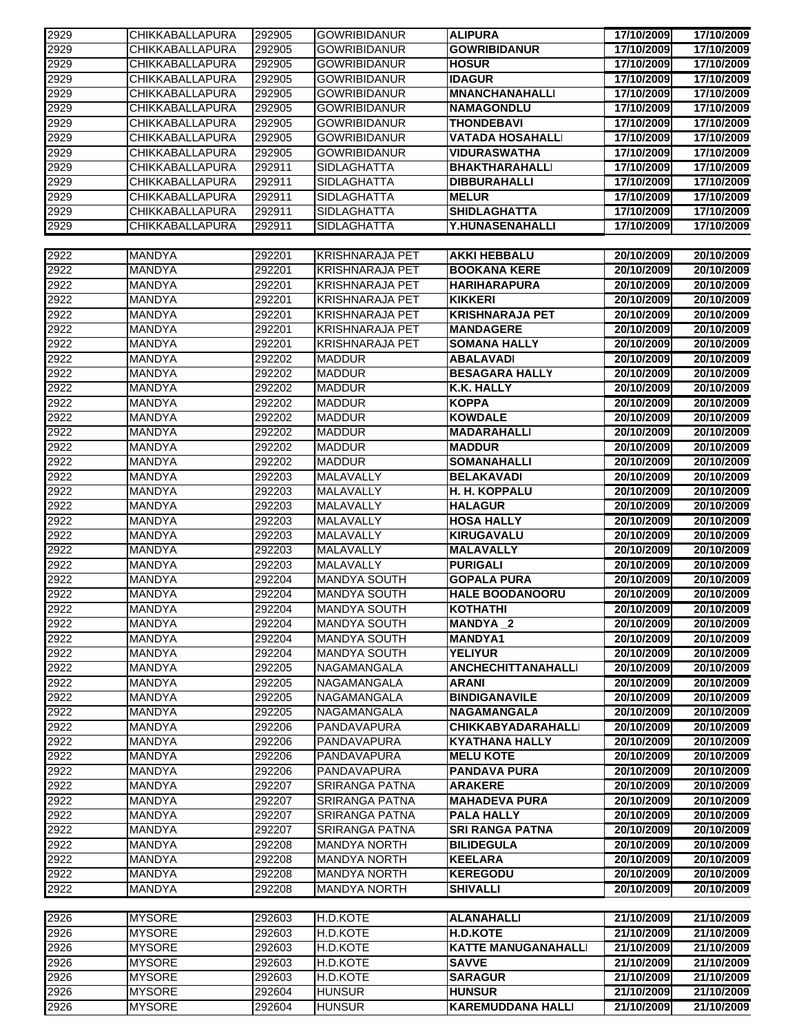| | | | | | | |
|---|---|---|---|---|---|---|
| 2929 | CHIKKABALLAPURA | 292905 | GOWRIBIDANUR | **ALIPURA** | **17/10/2009** | **17/10/2009** |
| 2929 | CHIKKABALLAPURA | 292905 | GOWRIBIDANUR | **GOWRIBIDANUR** | **17/10/2009** | **17/10/2009** |
| 2929 | CHIKKABALLAPURA | 292905 | GOWRIBIDANUR | **HOSUR** | **17/10/2009** | **17/10/2009** |
| 2929 | CHIKKABALLAPURA | 292905 | GOWRIBIDANUR | **IDAGUR** | **17/10/2009** | **17/10/2009** |
| 2929 | CHIKKABALLAPURA | 292905 | GOWRIBIDANUR | **MNANCHANAHALLI** | **17/10/2009** | **17/10/2009** |
| 2929 | CHIKKABALLAPURA | 292905 | GOWRIBIDANUR | **NAMAGONDLU** | **17/10/2009** | **17/10/2009** |
| 2929 | CHIKKABALLAPURA | 292905 | GOWRIBIDANUR | **THONDEBAVI** | **17/10/2009** | **17/10/2009** |
| 2929 | CHIKKABALLAPURA | 292905 | GOWRIBIDANUR | **VATADA HOSAHALLI** | **17/10/2009** | **17/10/2009** |
| 2929 | CHIKKABALLAPURA | 292905 | GOWRIBIDANUR | **VIDURASWATHA** | **17/10/2009** | **17/10/2009** |
| 2929 | CHIKKABALLAPURA | 292911 | SIDLAGHATTA | **BHAKTHARAHALLI** | **17/10/2009** | **17/10/2009** |
| 2929 | CHIKKABALLAPURA | 292911 | SIDLAGHATTA | **DIBBURAHALLI** | **17/10/2009** | **17/10/2009** |
| 2929 | CHIKKABALLAPURA | 292911 | SIDLAGHATTA | **MELUR** | **17/10/2009** | **17/10/2009** |
| 2929 | CHIKKABALLAPURA | 292911 | SIDLAGHATTA | **SHIDLAGHATTA** | **17/10/2009** | **17/10/2009** |
| 2929 | CHIKKABALLAPURA | 292911 | SIDLAGHATTA | **Y.HUNASENAHALLI** | **17/10/2009** | **17/10/2009** |

| | | | | | | |
|---|---|---|---|---|---|---|
| 2922 | MANDYA | 292201 | KRISHNARAJA PET | **AKKI HEBBALU** | **20/10/2009** | **20/10/2009** |
| 2922 | MANDYA | 292201 | KRISHNARAJA PET | **BOOKANA KERE** | **20/10/2009** | **20/10/2009** |
| 2922 | MANDYA | 292201 | KRISHNARAJA PET | **HARIHARAPURA** | **20/10/2009** | **20/10/2009** |
| 2922 | MANDYA | 292201 | KRISHNARAJA PET | **KIKKERI** | **20/10/2009** | **20/10/2009** |
| 2922 | MANDYA | 292201 | KRISHNARAJA PET | **KRISHNARAJA PET** | **20/10/2009** | **20/10/2009** |
| 2922 | MANDYA | 292201 | KRISHNARAJA PET | **MANDAGERE** | **20/10/2009** | **20/10/2009** |
| 2922 | MANDYA | 292201 | KRISHNARAJA PET | **SOMANA HALLY** | **20/10/2009** | **20/10/2009** |
| 2922 | MANDYA | 292202 | MADDUR | **ABALAVADI** | **20/10/2009** | **20/10/2009** |
| 2922 | MANDYA | 292202 | MADDUR | **BESAGARA HALLY** | **20/10/2009** | **20/10/2009** |
| 2922 | MANDYA | 292202 | MADDUR | **K.K. HALLY** | **20/10/2009** | **20/10/2009** |
| 2922 | MANDYA | 292202 | MADDUR | **KOPPA** | **20/10/2009** | **20/10/2009** |
| 2922 | MANDYA | 292202 | MADDUR | **KOWDALE** | **20/10/2009** | **20/10/2009** |
| 2922 | MANDYA | 292202 | MADDUR | **MADARAHALLI** | **20/10/2009** | **20/10/2009** |
| 2922 | MANDYA | 292202 | MADDUR | **MADDUR** | **20/10/2009** | **20/10/2009** |
| 2922 | MANDYA | 292202 | MADDUR | **SOMANAHALLI** | **20/10/2009** | **20/10/2009** |
| 2922 | MANDYA | 292203 | MALAVALLY | **BELAKAVADI** | **20/10/2009** | **20/10/2009** |
| 2922 | MANDYA | 292203 | MALAVALLY | **H. H. KOPPALU** | **20/10/2009** | **20/10/2009** |
| 2922 | MANDYA | 292203 | MALAVALLY | **HALAGUR** | **20/10/2009** | **20/10/2009** |
| 2922 | MANDYA | 292203 | MALAVALLY | **HOSA HALLY** | **20/10/2009** | **20/10/2009** |
| 2922 | MANDYA | 292203 | MALAVALLY | **KIRUGAVALU** | **20/10/2009** | **20/10/2009** |
| 2922 | MANDYA | 292203 | MALAVALLY | **MALAVALLY** | **20/10/2009** | **20/10/2009** |
| 2922 | MANDYA | 292203 | MALAVALLY | **PURIGALI** | **20/10/2009** | **20/10/2009** |
| 2922 | MANDYA | 292204 | MANDYA SOUTH | **GOPALA PURA** | **20/10/2009** | **20/10/2009** |
| 2922 | MANDYA | 292204 | MANDYA SOUTH | **HALE BOODANOORU** | **20/10/2009** | **20/10/2009** |
| 2922 | MANDYA | 292204 | MANDYA SOUTH | **KOTHATHI** | **20/10/2009** | **20/10/2009** |
| 2922 | MANDYA | 292204 | MANDYA SOUTH | **MANDYA _2** | **20/10/2009** | **20/10/2009** |
| 2922 | MANDYA | 292204 | MANDYA SOUTH | **MANDYA1** | **20/10/2009** | **20/10/2009** |
| 2922 | MANDYA | 292204 | MANDYA SOUTH | **YELIYUR** | **20/10/2009** | **20/10/2009** |
| 2922 | MANDYA | 292205 | NAGAMANGALA | **ANCHECHITTANAHALLI** | **20/10/2009** | **20/10/2009** |
| 2922 | MANDYA | 292205 | NAGAMANGALA | **ARANI** | **20/10/2009** | **20/10/2009** |
| 2922 | MANDYA | 292205 | NAGAMANGALA | **BINDIGANAVILE** | **20/10/2009** | **20/10/2009** |
| 2922 | MANDYA | 292205 | NAGAMANGALA | **NAGAMANGALA** | **20/10/2009** | **20/10/2009** |
| 2922 | MANDYA | 292206 | PANDAVAPURA | **CHIKKABYADARAHALLI** | **20/10/2009** | **20/10/2009** |
| 2922 | MANDYA | 292206 | PANDAVAPURA | **KYATHANA HALLY** | **20/10/2009** | **20/10/2009** |
| 2922 | MANDYA | 292206 | PANDAVAPURA | **MELU KOTE** | **20/10/2009** | **20/10/2009** |
| 2922 | MANDYA | 292206 | PANDAVAPURA | **PANDAVA PURA** | **20/10/2009** | **20/10/2009** |
| 2922 | MANDYA | 292207 | SRIRANGA PATNA | **ARAKERE** | **20/10/2009** | **20/10/2009** |
| 2922 | MANDYA | 292207 | SRIRANGA PATNA | **MAHADEVA PURA** | **20/10/2009** | **20/10/2009** |
| 2922 | MANDYA | 292207 | SRIRANGA PATNA | **PALA HALLY** | **20/10/2009** | **20/10/2009** |
| 2922 | MANDYA | 292207 | SRIRANGA PATNA | **SRI RANGA PATNA** | **20/10/2009** | **20/10/2009** |
| 2922 | MANDYA | 292208 | MANDYA NORTH | **BILIDEGULA** | **20/10/2009** | **20/10/2009** |
| 2922 | MANDYA | 292208 | MANDYA NORTH | **KEELARA** | **20/10/2009** | **20/10/2009** |
| 2922 | MANDYA | 292208 | MANDYA NORTH | **KEREGODU** | **20/10/2009** | **20/10/2009** |
| 2922 | MANDYA | 292208 | MANDYA NORTH | **SHIVALLI** | **20/10/2009** | **20/10/2009** |

| | | | | | | |
|---|---|---|---|---|---|---|
| 2926 | MYSORE | 292603 | H.D.KOTE | **ALANAHALLI** | **21/10/2009** | **21/10/2009** |
| 2926 | MYSORE | 292603 | H.D.KOTE | **H.D.KOTE** | **21/10/2009** | **21/10/2009** |
| 2926 | MYSORE | 292603 | H.D.KOTE | **KATTE MANUGANAHALLI** | **21/10/2009** | **21/10/2009** |
| 2926 | MYSORE | 292603 | H.D.KOTE | **SAVVE** | **21/10/2009** | **21/10/2009** |
| 2926 | MYSORE | 292603 | H.D.KOTE | **SARAGUR** | **21/10/2009** | **21/10/2009** |
| 2926 | MYSORE | 292604 | HUNSUR | **HUNSUR** | **21/10/2009** | **21/10/2009** |
| 2926 | MYSORE | 292604 | HUNSUR | **KAREMUDDANA HALLI** | **21/10/2009** | **21/10/2009** |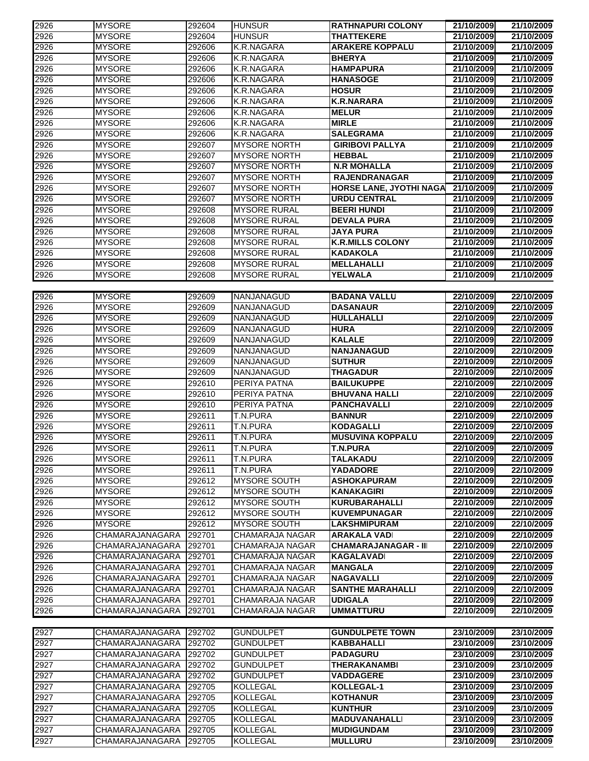| 2926 | MYSORE | 292604 | HUNSUR | RATHNAPURI COLONY | 21/10/2009 | 21/10/2009 |
|---|---|---|---|---|---|---|
| 2926 | MYSORE | 292604 | HUNSUR | THATTEKERE | 21/10/2009 | 21/10/2009 |
| 2926 | MYSORE | 292606 | K.R.NAGARA | ARAKERE KOPPALU | 21/10/2009 | 21/10/2009 |
| 2926 | MYSORE | 292606 | K.R.NAGARA | BHERYA | 21/10/2009 | 21/10/2009 |
| 2926 | MYSORE | 292606 | K.R.NAGARA | HAMPAPURA | 21/10/2009 | 21/10/2009 |
| 2926 | MYSORE | 292606 | K.R.NAGARA | HANASOGE | 21/10/2009 | 21/10/2009 |
| 2926 | MYSORE | 292606 | K.R.NAGARA | HOSUR | 21/10/2009 | 21/10/2009 |
| 2926 | MYSORE | 292606 | K.R.NAGARA | K.R.NARARA | 21/10/2009 | 21/10/2009 |
| 2926 | MYSORE | 292606 | K.R.NAGARA | MELUR | 21/10/2009 | 21/10/2009 |
| 2926 | MYSORE | 292606 | K.R.NAGARA | MIRLE | 21/10/2009 | 21/10/2009 |
| 2926 | MYSORE | 292606 | K.R.NAGARA | SALEGRAMA | 21/10/2009 | 21/10/2009 |
| 2926 | MYSORE | 292607 | MYSORE NORTH | GIRIBOVI PALLYA | 21/10/2009 | 21/10/2009 |
| 2926 | MYSORE | 292607 | MYSORE NORTH | HEBBAL | 21/10/2009 | 21/10/2009 |
| 2926 | MYSORE | 292607 | MYSORE NORTH | N.R MOHALLA | 21/10/2009 | 21/10/2009 |
| 2926 | MYSORE | 292607 | MYSORE NORTH | RAJENDRANAGAR | 21/10/2009 | 21/10/2009 |
| 2926 | MYSORE | 292607 | MYSORE NORTH | HORSE LANE, JYOTHI NAGA | 21/10/2009 | 21/10/2009 |
| 2926 | MYSORE | 292607 | MYSORE NORTH | URDU CENTRAL | 21/10/2009 | 21/10/2009 |
| 2926 | MYSORE | 292608 | MYSORE RURAL | BEERI HUNDI | 21/10/2009 | 21/10/2009 |
| 2926 | MYSORE | 292608 | MYSORE RURAL | DEVALA PURA | 21/10/2009 | 21/10/2009 |
| 2926 | MYSORE | 292608 | MYSORE RURAL | JAYA PURA | 21/10/2009 | 21/10/2009 |
| 2926 | MYSORE | 292608 | MYSORE RURAL | K.R.MILLS COLONY | 21/10/2009 | 21/10/2009 |
| 2926 | MYSORE | 292608 | MYSORE RURAL | KADAKOLA | 21/10/2009 | 21/10/2009 |
| 2926 | MYSORE | 292608 | MYSORE RURAL | MELLAHALLI | 21/10/2009 | 21/10/2009 |
| 2926 | MYSORE | 292608 | MYSORE RURAL | YELWALA | 21/10/2009 | 21/10/2009 |
| 2926 | MYSORE | 292609 | NANJANAGUD | BADANA VALLU | 22/10/2009 | 22/10/2009 |
| 2926 | MYSORE | 292609 | NANJANAGUD | DASANAUR | 22/10/2009 | 22/10/2009 |
| 2926 | MYSORE | 292609 | NANJANAGUD | HULLAHALLI | 22/10/2009 | 22/10/2009 |
| 2926 | MYSORE | 292609 | NANJANAGUD | HURA | 22/10/2009 | 22/10/2009 |
| 2926 | MYSORE | 292609 | NANJANAGUD | KALALE | 22/10/2009 | 22/10/2009 |
| 2926 | MYSORE | 292609 | NANJANAGUD | NANJANAGUD | 22/10/2009 | 22/10/2009 |
| 2926 | MYSORE | 292609 | NANJANAGUD | SUTHUR | 22/10/2009 | 22/10/2009 |
| 2926 | MYSORE | 292609 | NANJANAGUD | THAGADUR | 22/10/2009 | 22/10/2009 |
| 2926 | MYSORE | 292610 | PERIYA PATNA | BAILUKUPPE | 22/10/2009 | 22/10/2009 |
| 2926 | MYSORE | 292610 | PERIYA PATNA | BHUVANA HALLI | 22/10/2009 | 22/10/2009 |
| 2926 | MYSORE | 292610 | PERIYA PATNA | PANCHAVALLI | 22/10/2009 | 22/10/2009 |
| 2926 | MYSORE | 292611 | T.N.PURA | BANNUR | 22/10/2009 | 22/10/2009 |
| 2926 | MYSORE | 292611 | T.N.PURA | KODAGALLI | 22/10/2009 | 22/10/2009 |
| 2926 | MYSORE | 292611 | T.N.PURA | MUSUVINA KOPPALU | 22/10/2009 | 22/10/2009 |
| 2926 | MYSORE | 292611 | T.N.PURA | T.N.PURA | 22/10/2009 | 22/10/2009 |
| 2926 | MYSORE | 292611 | T.N.PURA | TALAKADU | 22/10/2009 | 22/10/2009 |
| 2926 | MYSORE | 292611 | T.N.PURA | YADADORE | 22/10/2009 | 22/10/2009 |
| 2926 | MYSORE | 292612 | MYSORE SOUTH | ASHOKAPURAM | 22/10/2009 | 22/10/2009 |
| 2926 | MYSORE | 292612 | MYSORE SOUTH | KANAKAGIRI | 22/10/2009 | 22/10/2009 |
| 2926 | MYSORE | 292612 | MYSORE SOUTH | KURUBARAHALLI | 22/10/2009 | 22/10/2009 |
| 2926 | MYSORE | 292612 | MYSORE SOUTH | KUVEMPUNAGAR | 22/10/2009 | 22/10/2009 |
| 2926 | MYSORE | 292612 | MYSORE SOUTH | LAKSHMIPURAM | 22/10/2009 | 22/10/2009 |
| 2926 | CHAMARAJANAGARA | 292701 | CHAMARAJA NAGAR | ARAKALA VADI | 22/10/2009 | 22/10/2009 |
| 2926 | CHAMARAJANAGARA | 292701 | CHAMARAJA NAGAR | CHAMARAJANAGAR - II | 22/10/2009 | 22/10/2009 |
| 2926 | CHAMARAJANAGARA | 292701 | CHAMARAJA NAGAR | KAGALAVADI | 22/10/2009 | 22/10/2009 |
| 2926 | CHAMARAJANAGARA | 292701 | CHAMARAJA NAGAR | MANGALA | 22/10/2009 | 22/10/2009 |
| 2926 | CHAMARAJANAGARA | 292701 | CHAMARAJA NAGAR | NAGAVALLI | 22/10/2009 | 22/10/2009 |
| 2926 | CHAMARAJANAGARA | 292701 | CHAMARAJA NAGAR | SANTHE MARAHALLI | 22/10/2009 | 22/10/2009 |
| 2926 | CHAMARAJANAGARA | 292701 | CHAMARAJA NAGAR | UDIGALA | 22/10/2009 | 22/10/2009 |
| 2926 | CHAMARAJANAGARA | 292701 | CHAMARAJA NAGAR | UMMATTURU | 22/10/2009 | 22/10/2009 |
| 2927 | CHAMARAJANAGARA | 292702 | GUNDULPET | GUNDULPETE TOWN | 23/10/2009 | 23/10/2009 |
| 2927 | CHAMARAJANAGARA | 292702 | GUNDULPET | KABBAHALLI | 23/10/2009 | 23/10/2009 |
| 2927 | CHAMARAJANAGARA | 292702 | GUNDULPET | PADAGURU | 23/10/2009 | 23/10/2009 |
| 2927 | CHAMARAJANAGARA | 292702 | GUNDULPET | THERAKANAMBI | 23/10/2009 | 23/10/2009 |
| 2927 | CHAMARAJANAGARA | 292702 | GUNDULPET | VADDAGERE | 23/10/2009 | 23/10/2009 |
| 2927 | CHAMARAJANAGARA | 292705 | KOLLEGAL | KOLLEGAL-1 | 23/10/2009 | 23/10/2009 |
| 2927 | CHAMARAJANAGARA | 292705 | KOLLEGAL | KOTHANUR | 23/10/2009 | 23/10/2009 |
| 2927 | CHAMARAJANAGARA | 292705 | KOLLEGAL | KUNTHUR | 23/10/2009 | 23/10/2009 |
| 2927 | CHAMARAJANAGARA | 292705 | KOLLEGAL | MADUVANAHALLI | 23/10/2009 | 23/10/2009 |
| 2927 | CHAMARAJANAGARA | 292705 | KOLLEGAL | MUDIGUNDAM | 23/10/2009 | 23/10/2009 |
| 2927 | CHAMARAJANAGARA | 292705 | KOLLEGAL | MULLURU | 23/10/2009 | 23/10/2009 |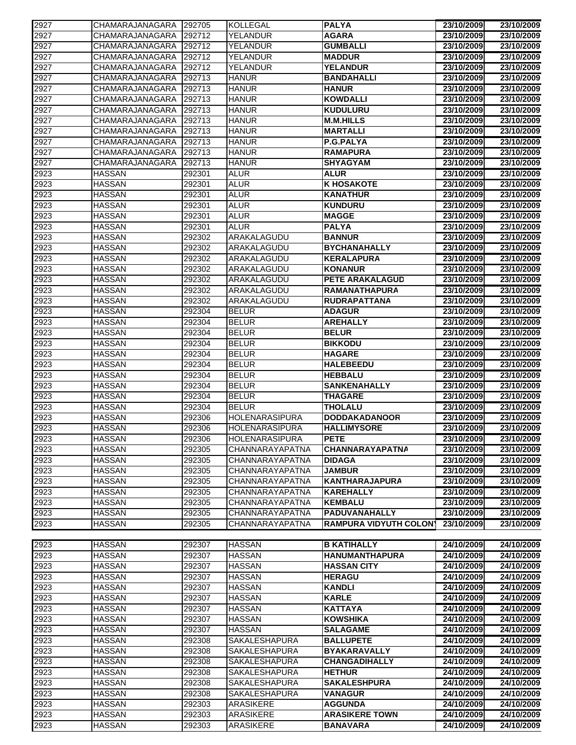| | | | | | | |
|---|---|---|---|---|---|---|
| 2927 | CHAMARAJANAGARA | 292705 | KOLLEGAL | **PALYA** | **23/10/2009** | **23/10/2009** |
| 2927 | CHAMARAJANAGARA | 292712 | YELANDUR | **AGARA** | **23/10/2009** | **23/10/2009** |
| 2927 | CHAMARAJANAGARA | 292712 | YELANDUR | **GUMBALLI** | **23/10/2009** | **23/10/2009** |
| 2927 | CHAMARAJANAGARA | 292712 | YELANDUR | **MADDUR** | **23/10/2009** | **23/10/2009** |
| 2927 | CHAMARAJANAGARA | 292712 | YELANDUR | **YELANDUR** | **23/10/2009** | **23/10/2009** |
| 2927 | CHAMARAJANAGARA | 292713 | HANUR | **BANDAHALLI** | **23/10/2009** | **23/10/2009** |
| 2927 | CHAMARAJANAGARA | 292713 | HANUR | **HANUR** | **23/10/2009** | **23/10/2009** |
| 2927 | CHAMARAJANAGARA | 292713 | HANUR | **KOWDALLI** | **23/10/2009** | **23/10/2009** |
| 2927 | CHAMARAJANAGARA | 292713 | HANUR | **KUDULURU** | **23/10/2009** | **23/10/2009** |
| 2927 | CHAMARAJANAGARA | 292713 | HANUR | **M.M.HILLS** | **23/10/2009** | **23/10/2009** |
| 2927 | CHAMARAJANAGARA | 292713 | HANUR | **MARTALLI** | **23/10/2009** | **23/10/2009** |
| 2927 | CHAMARAJANAGARA | 292713 | HANUR | **P.G.PALYA** | **23/10/2009** | **23/10/2009** |
| 2927 | CHAMARAJANAGARA | 292713 | HANUR | **RAMAPURA** | **23/10/2009** | **23/10/2009** |
| 2927 | CHAMARAJANAGARA | 292713 | HANUR | **SHYAGYAM** | **23/10/2009** | **23/10/2009** |
| 2923 | HASSAN | 292301 | ALUR | **ALUR** | **23/10/2009** | **23/10/2009** |
| 2923 | HASSAN | 292301 | ALUR | **K HOSAKOTE** | **23/10/2009** | **23/10/2009** |
| 2923 | HASSAN | 292301 | ALUR | **KANATHUR** | **23/10/2009** | **23/10/2009** |
| 2923 | HASSAN | 292301 | ALUR | **KUNDURU** | **23/10/2009** | **23/10/2009** |
| 2923 | HASSAN | 292301 | ALUR | **MAGGE** | **23/10/2009** | **23/10/2009** |
| 2923 | HASSAN | 292301 | ALUR | **PALYA** | **23/10/2009** | **23/10/2009** |
| 2923 | HASSAN | 292302 | ARAKALAGUDU | **BANNUR** | **23/10/2009** | **23/10/2009** |
| 2923 | HASSAN | 292302 | ARAKALAGUDU | **BYCHANAHALLY** | **23/10/2009** | **23/10/2009** |
| 2923 | HASSAN | 292302 | ARAKALAGUDU | **KERALAPURA** | **23/10/2009** | **23/10/2009** |
| 2923 | HASSAN | 292302 | ARAKALAGUDU | **KONANUR** | **23/10/2009** | **23/10/2009** |
| 2923 | HASSAN | 292302 | ARAKALAGUDU | **PETE ARAKALAGUD** | **23/10/2009** | **23/10/2009** |
| 2923 | HASSAN | 292302 | ARAKALAGUDU | **RAMANATHAPURA** | **23/10/2009** | **23/10/2009** |
| 2923 | HASSAN | 292302 | ARAKALAGUDU | **RUDRAPATTANA** | **23/10/2009** | **23/10/2009** |
| 2923 | HASSAN | 292304 | BELUR | **ADAGUR** | **23/10/2009** | **23/10/2009** |
| 2923 | HASSAN | 292304 | BELUR | **AREHALLY** | **23/10/2009** | **23/10/2009** |
| 2923 | HASSAN | 292304 | BELUR | **BELUR** | **23/10/2009** | **23/10/2009** |
| 2923 | HASSAN | 292304 | BELUR | **BIKKODU** | **23/10/2009** | **23/10/2009** |
| 2923 | HASSAN | 292304 | BELUR | **HAGARE** | **23/10/2009** | **23/10/2009** |
| 2923 | HASSAN | 292304 | BELUR | **HALEBEEDU** | **23/10/2009** | **23/10/2009** |
| 2923 | HASSAN | 292304 | BELUR | **HEBBALU** | **23/10/2009** | **23/10/2009** |
| 2923 | HASSAN | 292304 | BELUR | **SANKENAHALLY** | **23/10/2009** | **23/10/2009** |
| 2923 | HASSAN | 292304 | BELUR | **THAGARE** | **23/10/2009** | **23/10/2009** |
| 2923 | HASSAN | 292304 | BELUR | **THOLALU** | **23/10/2009** | **23/10/2009** |
| 2923 | HASSAN | 292306 | HOLENARASIPURA | **DODDAKADANOOR** | **23/10/2009** | **23/10/2009** |
| 2923 | HASSAN | 292306 | HOLENARASIPURA | **HALLIMYSORE** | **23/10/2009** | **23/10/2009** |
| 2923 | HASSAN | 292306 | HOLENARASIPURA | **PETE** | **23/10/2009** | **23/10/2009** |
| 2923 | HASSAN | 292305 | CHANNARAYAPATNA | **CHANNARAYAPATNA** | **23/10/2009** | **23/10/2009** |
| 2923 | HASSAN | 292305 | CHANNARAYAPATNA | **DIDAGA** | **23/10/2009** | **23/10/2009** |
| 2923 | HASSAN | 292305 | CHANNARAYAPATNA | **JAMBUR** | **23/10/2009** | **23/10/2009** |
| 2923 | HASSAN | 292305 | CHANNARAYAPATNA | **KANTHARAJAPURA** | **23/10/2009** | **23/10/2009** |
| 2923 | HASSAN | 292305 | CHANNARAYAPATNA | **KAREHALLY** | **23/10/2009** | **23/10/2009** |
| 2923 | HASSAN | 292305 | CHANNARAYAPATNA | **KEMBALU** | **23/10/2009** | **23/10/2009** |
| 2923 | HASSAN | 292305 | CHANNARAYAPATNA | **PADUVANAHALLY** | **23/10/2009** | **23/10/2009** |
| 2923 | HASSAN | 292305 | CHANNARAYAPATNA | **RAMPURA VIDYUTH COLONY** | **23/10/2009** | **23/10/2009** |

| | | | | | | |
|---|---|---|---|---|---|---|
| 2923 | HASSAN | 292307 | HASSAN | **B KATIHALLY** | **24/10/2009** | **24/10/2009** |
| 2923 | HASSAN | 292307 | HASSAN | **HANUMANTHAPURA** | **24/10/2009** | **24/10/2009** |
| 2923 | HASSAN | 292307 | HASSAN | **HASSAN CITY** | **24/10/2009** | **24/10/2009** |
| 2923 | HASSAN | 292307 | HASSAN | **HERAGU** | **24/10/2009** | **24/10/2009** |
| 2923 | HASSAN | 292307 | HASSAN | **KANDLI** | **24/10/2009** | **24/10/2009** |
| 2923 | HASSAN | 292307 | HASSAN | **KARLE** | **24/10/2009** | **24/10/2009** |
| 2923 | HASSAN | 292307 | HASSAN | **KATTAYA** | **24/10/2009** | **24/10/2009** |
| 2923 | HASSAN | 292307 | HASSAN | **KOWSHIKA** | **24/10/2009** | **24/10/2009** |
| 2923 | HASSAN | 292307 | HASSAN | **SALAGAME** | **24/10/2009** | **24/10/2009** |
| 2923 | HASSAN | 292308 | SAKALESHAPURA | **BALLUPETE** | **24/10/2009** | **24/10/2009** |
| 2923 | HASSAN | 292308 | SAKALESHAPURA | **BYAKARAVALLY** | **24/10/2009** | **24/10/2009** |
| 2923 | HASSAN | 292308 | SAKALESHAPURA | **CHANGADIHALLY** | **24/10/2009** | **24/10/2009** |
| 2923 | HASSAN | 292308 | SAKALESHAPURA | **HETHUR** | **24/10/2009** | **24/10/2009** |
| 2923 | HASSAN | 292308 | SAKALESHAPURA | **SAKALESHPURA** | **24/10/2009** | **24/10/2009** |
| 2923 | HASSAN | 292308 | SAKALESHAPURA | **VANAGUR** | **24/10/2009** | **24/10/2009** |
| 2923 | HASSAN | 292303 | ARASIKERE | **AGGUNDA** | **24/10/2009** | **24/10/2009** |
| 2923 | HASSAN | 292303 | ARASIKERE | **ARASIKERE TOWN** | **24/10/2009** | **24/10/2009** |
| 2923 | HASSAN | 292303 | ARASIKERE | **BANAVARA** | **24/10/2009** | **24/10/2009** |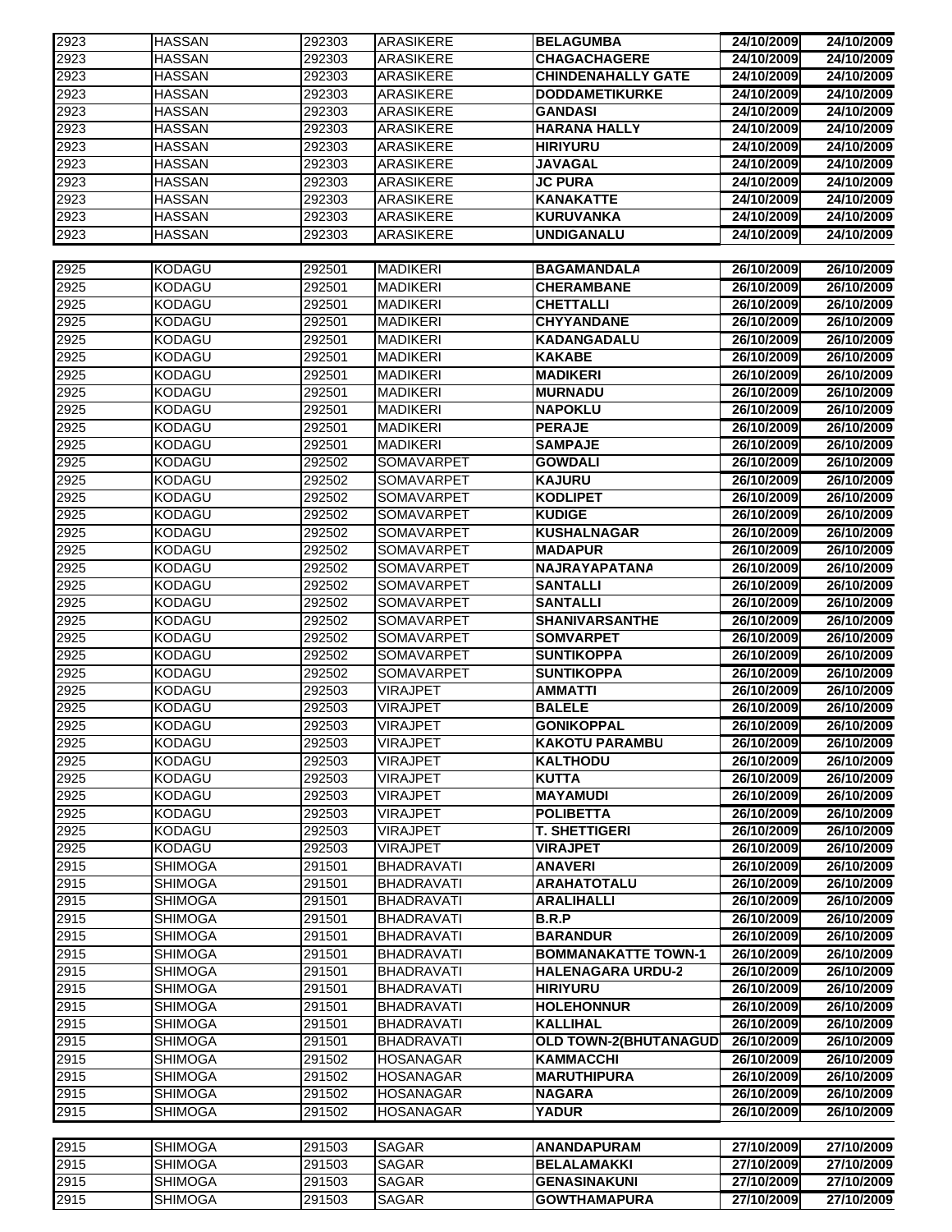| | | | | | | |
|---|---|---|---|---|---|---|
| 2923 | HASSAN | 292303 | ARASIKERE | **BELAGUMBA** | **24/10/2009** | **24/10/2009** |
| 2923 | HASSAN | 292303 | ARASIKERE | **CHAGACHAGERE** | **24/10/2009** | **24/10/2009** |
| 2923 | HASSAN | 292303 | ARASIKERE | **CHINDENAHALLY GATE** | **24/10/2009** | **24/10/2009** |
| 2923 | HASSAN | 292303 | ARASIKERE | **DODDAMETIKURKE** | **24/10/2009** | **24/10/2009** |
| 2923 | HASSAN | 292303 | ARASIKERE | **GANDASI** | **24/10/2009** | **24/10/2009** |
| 2923 | HASSAN | 292303 | ARASIKERE | **HARANA HALLY** | **24/10/2009** | **24/10/2009** |
| 2923 | HASSAN | 292303 | ARASIKERE | **HIRIYURU** | **24/10/2009** | **24/10/2009** |
| 2923 | HASSAN | 292303 | ARASIKERE | **JAVAGAL** | **24/10/2009** | **24/10/2009** |
| 2923 | HASSAN | 292303 | ARASIKERE | **JC PURA** | **24/10/2009** | **24/10/2009** |
| 2923 | HASSAN | 292303 | ARASIKERE | **KANAKATTE** | **24/10/2009** | **24/10/2009** |
| 2923 | HASSAN | 292303 | ARASIKERE | **KURUVANKA** | **24/10/2009** | **24/10/2009** |
| 2923 | HASSAN | 292303 | ARASIKERE | **UNDIGANALU** | **24/10/2009** | **24/10/2009** |

| | | | | | | |
|---|---|---|---|---|---|---|
| 2925 | KODAGU | 292501 | MADIKERI | **BAGAMANDALA** | **26/10/2009** | **26/10/2009** |
| 2925 | KODAGU | 292501 | MADIKERI | **CHERAMBANE** | **26/10/2009** | **26/10/2009** |
| 2925 | KODAGU | 292501 | MADIKERI | **CHETTALLI** | **26/10/2009** | **26/10/2009** |
| 2925 | KODAGU | 292501 | MADIKERI | **CHYYANDANE** | **26/10/2009** | **26/10/2009** |
| 2925 | KODAGU | 292501 | MADIKERI | **KADANGADALU** | **26/10/2009** | **26/10/2009** |
| 2925 | KODAGU | 292501 | MADIKERI | **KAKABE** | **26/10/2009** | **26/10/2009** |
| 2925 | KODAGU | 292501 | MADIKERI | **MADIKERI** | **26/10/2009** | **26/10/2009** |
| 2925 | KODAGU | 292501 | MADIKERI | **MURNADU** | **26/10/2009** | **26/10/2009** |
| 2925 | KODAGU | 292501 | MADIKERI | **NAPOKLU** | **26/10/2009** | **26/10/2009** |
| 2925 | KODAGU | 292501 | MADIKERI | **PERAJE** | **26/10/2009** | **26/10/2009** |
| 2925 | KODAGU | 292501 | MADIKERI | **SAMPAJE** | **26/10/2009** | **26/10/2009** |
| 2925 | KODAGU | 292502 | SOMAVARPET | **GOWDALI** | **26/10/2009** | **26/10/2009** |
| 2925 | KODAGU | 292502 | SOMAVARPET | **KAJURU** | **26/10/2009** | **26/10/2009** |
| 2925 | KODAGU | 292502 | SOMAVARPET | **KODLIPET** | **26/10/2009** | **26/10/2009** |
| 2925 | KODAGU | 292502 | SOMAVARPET | **KUDIGE** | **26/10/2009** | **26/10/2009** |
| 2925 | KODAGU | 292502 | SOMAVARPET | **KUSHALNAGAR** | **26/10/2009** | **26/10/2009** |
| 2925 | KODAGU | 292502 | SOMAVARPET | **MADAPUR** | **26/10/2009** | **26/10/2009** |
| 2925 | KODAGU | 292502 | SOMAVARPET | **NAJRAYAPATANA** | **26/10/2009** | **26/10/2009** |
| 2925 | KODAGU | 292502 | SOMAVARPET | **SANTALLI** | **26/10/2009** | **26/10/2009** |
| 2925 | KODAGU | 292502 | SOMAVARPET | **SANTALLI** | **26/10/2009** | **26/10/2009** |
| 2925 | KODAGU | 292502 | SOMAVARPET | **SHANIVARSANTHE** | **26/10/2009** | **26/10/2009** |
| 2925 | KODAGU | 292502 | SOMAVARPET | **SOMVARPET** | **26/10/2009** | **26/10/2009** |
| 2925 | KODAGU | 292502 | SOMAVARPET | **SUNTIKOPPA** | **26/10/2009** | **26/10/2009** |
| 2925 | KODAGU | 292502 | SOMAVARPET | **SUNTIKOPPA** | **26/10/2009** | **26/10/2009** |
| 2925 | KODAGU | 292503 | VIRAJPET | **AMMATTI** | **26/10/2009** | **26/10/2009** |
| 2925 | KODAGU | 292503 | VIRAJPET | **BALELE** | **26/10/2009** | **26/10/2009** |
| 2925 | KODAGU | 292503 | VIRAJPET | **GONIKOPPAL** | **26/10/2009** | **26/10/2009** |
| 2925 | KODAGU | 292503 | VIRAJPET | **KAKOTU PARAMBU** | **26/10/2009** | **26/10/2009** |
| 2925 | KODAGU | 292503 | VIRAJPET | **KALTHODU** | **26/10/2009** | **26/10/2009** |
| 2925 | KODAGU | 292503 | VIRAJPET | **KUTTA** | **26/10/2009** | **26/10/2009** |
| 2925 | KODAGU | 292503 | VIRAJPET | **MAYAMUDI** | **26/10/2009** | **26/10/2009** |
| 2925 | KODAGU | 292503 | VIRAJPET | **POLIBETTA** | **26/10/2009** | **26/10/2009** |
| 2925 | KODAGU | 292503 | VIRAJPET | **T. SHETTIGERI** | **26/10/2009** | **26/10/2009** |
| 2925 | KODAGU | 292503 | VIRAJPET | **VIRAJPET** | **26/10/2009** | **26/10/2009** |
| 2915 | SHIMOGA | 291501 | BHADRAVATI | **ANAVERI** | **26/10/2009** | **26/10/2009** |
| 2915 | SHIMOGA | 291501 | BHADRAVATI | **ARAHATOTALU** | **26/10/2009** | **26/10/2009** |
| 2915 | SHIMOGA | 291501 | BHADRAVATI | **ARALIHALLI** | **26/10/2009** | **26/10/2009** |
| 2915 | SHIMOGA | 291501 | BHADRAVATI | **B.R.P** | **26/10/2009** | **26/10/2009** |
| 2915 | SHIMOGA | 291501 | BHADRAVATI | **BARANDUR** | **26/10/2009** | **26/10/2009** |
| 2915 | SHIMOGA | 291501 | BHADRAVATI | **BOMMANAKATTE TOWN-1** | **26/10/2009** | **26/10/2009** |
| 2915 | SHIMOGA | 291501 | BHADRAVATI | **HALENAGARA URDU-2** | **26/10/2009** | **26/10/2009** |
| 2915 | SHIMOGA | 291501 | BHADRAVATI | **HIRIYURU** | **26/10/2009** | **26/10/2009** |
| 2915 | SHIMOGA | 291501 | BHADRAVATI | **HOLEHONNUR** | **26/10/2009** | **26/10/2009** |
| 2915 | SHIMOGA | 291501 | BHADRAVATI | **KALLIHAL** | **26/10/2009** | **26/10/2009** |
| 2915 | SHIMOGA | 291501 | BHADRAVATI | **OLD TOWN-2(BHUTANAGUD** | **26/10/2009** | **26/10/2009** |
| 2915 | SHIMOGA | 291502 | HOSANAGAR | **KAMMACCHI** | **26/10/2009** | **26/10/2009** |
| 2915 | SHIMOGA | 291502 | HOSANAGAR | **MARUTHIPURA** | **26/10/2009** | **26/10/2009** |
| 2915 | SHIMOGA | 291502 | HOSANAGAR | **NAGARA** | **26/10/2009** | **26/10/2009** |
| 2915 | SHIMOGA | 291502 | HOSANAGAR | **YADUR** | **26/10/2009** | **26/10/2009** |

| | | | | | | |
|---|---|---|---|---|---|---|
| 2915 | SHIMOGA | 291503 | SAGAR | **ANANDAPURAM** | **27/10/2009** | **27/10/2009** |
| 2915 | SHIMOGA | 291503 | SAGAR | **BELALAMAKKI** | **27/10/2009** | **27/10/2009** |
| 2915 | SHIMOGA | 291503 | SAGAR | **GENASINAKUNI** | **27/10/2009** | **27/10/2009** |
| 2915 | SHIMOGA | 291503 | SAGAR | **GOWTHAMAPURA** | **27/10/2009** | **27/10/2009** |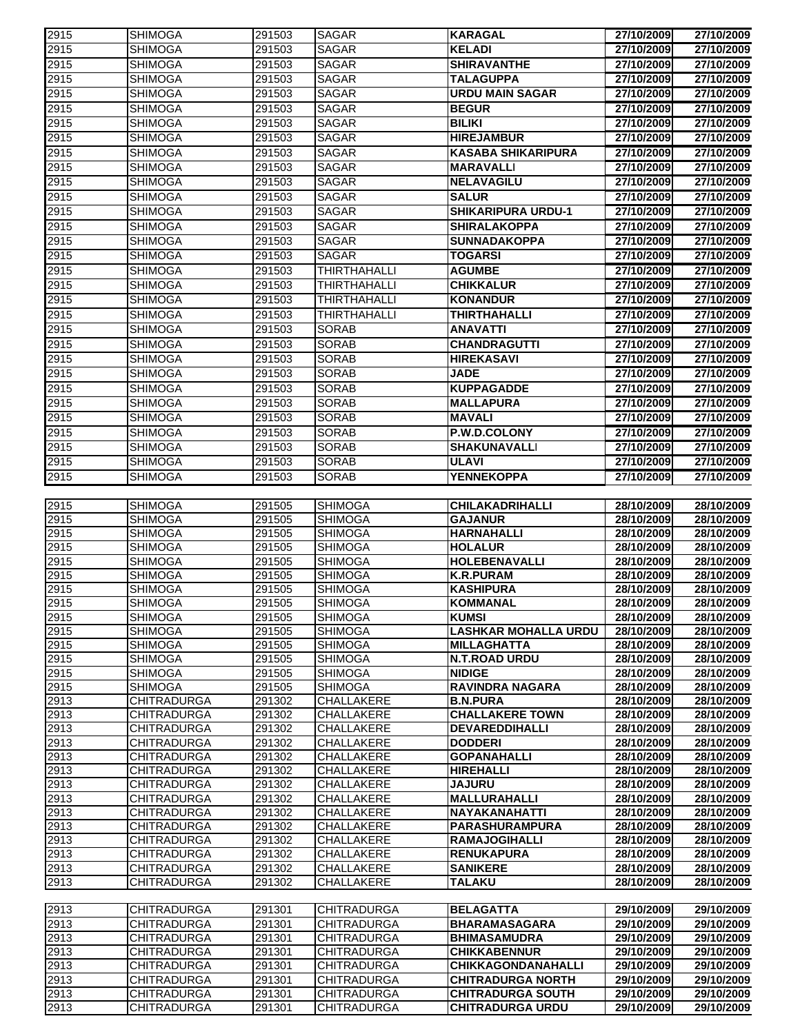| | | | | | | |
|---|---|---|---|---|---|---|
| 2915 | SHIMOGA | 291503 | SAGAR | **KARAGAL** | **27/10/2009** | **27/10/2009** |
| 2915 | SHIMOGA | 291503 | SAGAR | **KELADI** | **27/10/2009** | **27/10/2009** |
| 2915 | SHIMOGA | 291503 | SAGAR | **SHIRAVANTHE** | **27/10/2009** | **27/10/2009** |
| 2915 | SHIMOGA | 291503 | SAGAR | **TALAGUPPA** | **27/10/2009** | **27/10/2009** |
| 2915 | SHIMOGA | 291503 | SAGAR | **URDU MAIN SAGAR** | **27/10/2009** | **27/10/2009** |
| 2915 | SHIMOGA | 291503 | SAGAR | **BEGUR** | **27/10/2009** | **27/10/2009** |
| 2915 | SHIMOGA | 291503 | SAGAR | **BILIKI** | **27/10/2009** | **27/10/2009** |
| 2915 | SHIMOGA | 291503 | SAGAR | **HIREJAMBUR** | **27/10/2009** | **27/10/2009** |
| 2915 | SHIMOGA | 291503 | SAGAR | **KASABA SHIKARIPURA** | **27/10/2009** | **27/10/2009** |
| 2915 | SHIMOGA | 291503 | SAGAR | **MARAVALLI** | **27/10/2009** | **27/10/2009** |
| 2915 | SHIMOGA | 291503 | SAGAR | **NELAVAGILU** | **27/10/2009** | **27/10/2009** |
| 2915 | SHIMOGA | 291503 | SAGAR | **SALUR** | **27/10/2009** | **27/10/2009** |
| 2915 | SHIMOGA | 291503 | SAGAR | **SHIKARIPURA URDU-1** | **27/10/2009** | **27/10/2009** |
| 2915 | SHIMOGA | 291503 | SAGAR | **SHIRALAKOPPA** | **27/10/2009** | **27/10/2009** |
| 2915 | SHIMOGA | 291503 | SAGAR | **SUNNADAKOPPA** | **27/10/2009** | **27/10/2009** |
| 2915 | SHIMOGA | 291503 | SAGAR | **TOGARSI** | **27/10/2009** | **27/10/2009** |
| 2915 | SHIMOGA | 291503 | THIRTHAHALLI | **AGUMBE** | **27/10/2009** | **27/10/2009** |
| 2915 | SHIMOGA | 291503 | THIRTHAHALLI | **CHIKKALUR** | **27/10/2009** | **27/10/2009** |
| 2915 | SHIMOGA | 291503 | THIRTHAHALLI | **KONANDUR** | **27/10/2009** | **27/10/2009** |
| 2915 | SHIMOGA | 291503 | THIRTHAHALLI | **THIRTHAHALLI** | **27/10/2009** | **27/10/2009** |
| 2915 | SHIMOGA | 291503 | SORAB | **ANAVATTI** | **27/10/2009** | **27/10/2009** |
| 2915 | SHIMOGA | 291503 | SORAB | **CHANDRAGUTTI** | **27/10/2009** | **27/10/2009** |
| 2915 | SHIMOGA | 291503 | SORAB | **HIREKASAVI** | **27/10/2009** | **27/10/2009** |
| 2915 | SHIMOGA | 291503 | SORAB | **JADE** | **27/10/2009** | **27/10/2009** |
| 2915 | SHIMOGA | 291503 | SORAB | **KUPPAGADDE** | **27/10/2009** | **27/10/2009** |
| 2915 | SHIMOGA | 291503 | SORAB | **MALLAPURA** | **27/10/2009** | **27/10/2009** |
| 2915 | SHIMOGA | 291503 | SORAB | **MAVALI** | **27/10/2009** | **27/10/2009** |
| 2915 | SHIMOGA | 291503 | SORAB | **P.W.D.COLONY** | **27/10/2009** | **27/10/2009** |
| 2915 | SHIMOGA | 291503 | SORAB | **SHAKUNAVALLI** | **27/10/2009** | **27/10/2009** |
| 2915 | SHIMOGA | 291503 | SORAB | **ULAVI** | **27/10/2009** | **27/10/2009** |
| 2915 | SHIMOGA | 291503 | SORAB | **YENNEKOPPA** | **27/10/2009** | **27/10/2009** |

| | | | | | | |
|---|---|---|---|---|---|---|
| 2915 | SHIMOGA | 291505 | SHIMOGA | **CHILAKADRIHALLI** | **28/10/2009** | **28/10/2009** |
| 2915 | SHIMOGA | 291505 | SHIMOGA | **GAJANUR** | **28/10/2009** | **28/10/2009** |
| 2915 | SHIMOGA | 291505 | SHIMOGA | **HARNAHALLI** | **28/10/2009** | **28/10/2009** |
| 2915 | SHIMOGA | 291505 | SHIMOGA | **HOLALUR** | **28/10/2009** | **28/10/2009** |
| 2915 | SHIMOGA | 291505 | SHIMOGA | **HOLEBENAVALLI** | **28/10/2009** | **28/10/2009** |
| 2915 | SHIMOGA | 291505 | SHIMOGA | **K.R.PURAM** | **28/10/2009** | **28/10/2009** |
| 2915 | SHIMOGA | 291505 | SHIMOGA | **KASHIPURA** | **28/10/2009** | **28/10/2009** |
| 2915 | SHIMOGA | 291505 | SHIMOGA | **KOMMANAL** | **28/10/2009** | **28/10/2009** |
| 2915 | SHIMOGA | 291505 | SHIMOGA | **KUMSI** | **28/10/2009** | **28/10/2009** |
| 2915 | SHIMOGA | 291505 | SHIMOGA | **LASHKAR MOHALLA URDU** | **28/10/2009** | **28/10/2009** |
| 2915 | SHIMOGA | 291505 | SHIMOGA | **MILLAGHATTA** | **28/10/2009** | **28/10/2009** |
| 2915 | SHIMOGA | 291505 | SHIMOGA | **N.T.ROAD URDU** | **28/10/2009** | **28/10/2009** |
| 2915 | SHIMOGA | 291505 | SHIMOGA | **NIDIGE** | **28/10/2009** | **28/10/2009** |
| 2915 | SHIMOGA | 291505 | SHIMOGA | **RAVINDRA NAGARA** | **28/10/2009** | **28/10/2009** |
| 2913 | CHITRADURGA | 291302 | CHALLAKERE | **B.N.PURA** | **28/10/2009** | **28/10/2009** |
| 2913 | CHITRADURGA | 291302 | CHALLAKERE | **CHALLAKERE TOWN** | **28/10/2009** | **28/10/2009** |
| 2913 | CHITRADURGA | 291302 | CHALLAKERE | **DEVAREDDIHALLI** | **28/10/2009** | **28/10/2009** |
| 2913 | CHITRADURGA | 291302 | CHALLAKERE | **DODDERI** | **28/10/2009** | **28/10/2009** |
| 2913 | CHITRADURGA | 291302 | CHALLAKERE | **GOPANAHALLI** | **28/10/2009** | **28/10/2009** |
| 2913 | CHITRADURGA | 291302 | CHALLAKERE | **HIREHALLI** | **28/10/2009** | **28/10/2009** |
| 2913 | CHITRADURGA | 291302 | CHALLAKERE | **JAJURU** | **28/10/2009** | **28/10/2009** |
| 2913 | CHITRADURGA | 291302 | CHALLAKERE | **MALLURAHALLI** | **28/10/2009** | **28/10/2009** |
| 2913 | CHITRADURGA | 291302 | CHALLAKERE | **NAYAKANAHATTI** | **28/10/2009** | **28/10/2009** |
| 2913 | CHITRADURGA | 291302 | CHALLAKERE | **PARASHURAMPURA** | **28/10/2009** | **28/10/2009** |
| 2913 | CHITRADURGA | 291302 | CHALLAKERE | **RAMAJOGIHALLI** | **28/10/2009** | **28/10/2009** |
| 2913 | CHITRADURGA | 291302 | CHALLAKERE | **RENUKAPURA** | **28/10/2009** | **28/10/2009** |
| 2913 | CHITRADURGA | 291302 | CHALLAKERE | **SANIKERE** | **28/10/2009** | **28/10/2009** |
| 2913 | CHITRADURGA | 291302 | CHALLAKERE | **TALAKU** | **28/10/2009** | **28/10/2009** |

| | | | | | | |
|---|---|---|---|---|---|---|
| 2913 | CHITRADURGA | 291301 | CHITRADURGA | **BELAGATTA** | **29/10/2009** | **29/10/2009** |
| 2913 | CHITRADURGA | 291301 | CHITRADURGA | **BHARAMASAGARA** | **29/10/2009** | **29/10/2009** |
| 2913 | CHITRADURGA | 291301 | CHITRADURGA | **BHIMASAMUDRA** | **29/10/2009** | **29/10/2009** |
| 2913 | CHITRADURGA | 291301 | CHITRADURGA | **CHIKKABENNUR** | **29/10/2009** | **29/10/2009** |
| 2913 | CHITRADURGA | 291301 | CHITRADURGA | **CHIKKAGONDANAHALLI** | **29/10/2009** | **29/10/2009** |
| 2913 | CHITRADURGA | 291301 | CHITRADURGA | **CHITRADURGA NORTH** | **29/10/2009** | **29/10/2009** |
| 2913 | CHITRADURGA | 291301 | CHITRADURGA | **CHITRADURGA SOUTH** | **29/10/2009** | **29/10/2009** |
| 2913 | CHITRADURGA | 291301 | CHITRADURGA | **CHITRADURGA URDU** | **29/10/2009** | **29/10/2009** |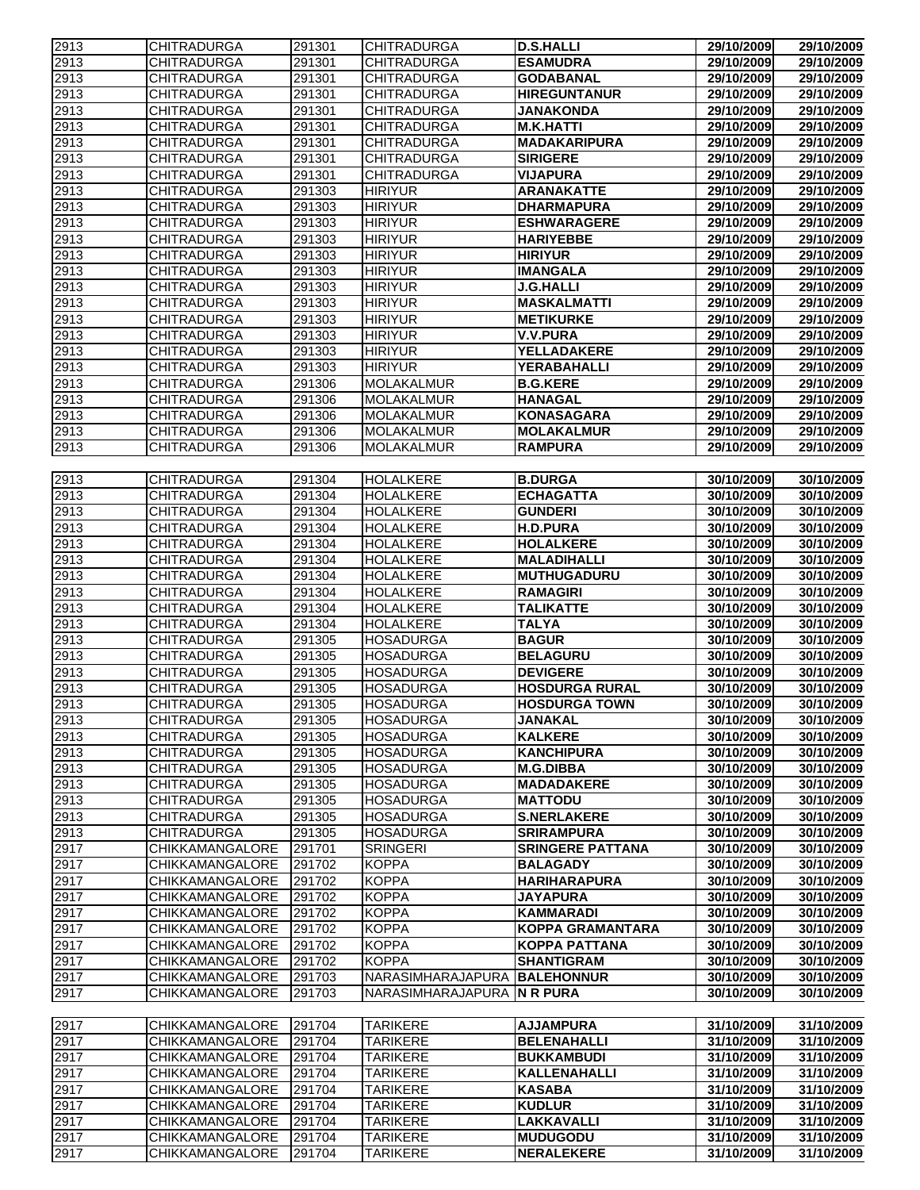| | | | | | | |
|---|---|---|---|---|---|---|
| 2913 | CHITRADURGA | 291301 | CHITRADURGA | **D.S.HALLI** | **29/10/2009** | **29/10/2009** |
| 2913 | CHITRADURGA | 291301 | CHITRADURGA | **ESAMUDRA** | **29/10/2009** | **29/10/2009** |
| 2913 | CHITRADURGA | 291301 | CHITRADURGA | **GODABANAL** | **29/10/2009** | **29/10/2009** |
| 2913 | CHITRADURGA | 291301 | CHITRADURGA | **HIREGUNTANUR** | **29/10/2009** | **29/10/2009** |
| 2913 | CHITRADURGA | 291301 | CHITRADURGA | **JANAKONDA** | **29/10/2009** | **29/10/2009** |
| 2913 | CHITRADURGA | 291301 | CHITRADURGA | **M.K.HATTI** | **29/10/2009** | **29/10/2009** |
| 2913 | CHITRADURGA | 291301 | CHITRADURGA | **MADAKARIPURA** | **29/10/2009** | **29/10/2009** |
| 2913 | CHITRADURGA | 291301 | CHITRADURGA | **SIRIGERE** | **29/10/2009** | **29/10/2009** |
| 2913 | CHITRADURGA | 291301 | CHITRADURGA | **VIJAPURA** | **29/10/2009** | **29/10/2009** |
| 2913 | CHITRADURGA | 291303 | HIRIYUR | **ARANAKATTE** | **29/10/2009** | **29/10/2009** |
| 2913 | CHITRADURGA | 291303 | HIRIYUR | **DHARMAPURA** | **29/10/2009** | **29/10/2009** |
| 2913 | CHITRADURGA | 291303 | HIRIYUR | **ESHWARAGERE** | **29/10/2009** | **29/10/2009** |
| 2913 | CHITRADURGA | 291303 | HIRIYUR | **HARIYEBBE** | **29/10/2009** | **29/10/2009** |
| 2913 | CHITRADURGA | 291303 | HIRIYUR | **HIRIYUR** | **29/10/2009** | **29/10/2009** |
| 2913 | CHITRADURGA | 291303 | HIRIYUR | **IMANGALA** | **29/10/2009** | **29/10/2009** |
| 2913 | CHITRADURGA | 291303 | HIRIYUR | **J.G.HALLI** | **29/10/2009** | **29/10/2009** |
| 2913 | CHITRADURGA | 291303 | HIRIYUR | **MASKALMATTI** | **29/10/2009** | **29/10/2009** |
| 2913 | CHITRADURGA | 291303 | HIRIYUR | **METIKURKE** | **29/10/2009** | **29/10/2009** |
| 2913 | CHITRADURGA | 291303 | HIRIYUR | **V.V.PURA** | **29/10/2009** | **29/10/2009** |
| 2913 | CHITRADURGA | 291303 | HIRIYUR | **YELLADAKERE** | **29/10/2009** | **29/10/2009** |
| 2913 | CHITRADURGA | 291303 | HIRIYUR | **YERABAHALLI** | **29/10/2009** | **29/10/2009** |
| 2913 | CHITRADURGA | 291306 | MOLAKALMUR | **B.G.KERE** | **29/10/2009** | **29/10/2009** |
| 2913 | CHITRADURGA | 291306 | MOLAKALMUR | **HANAGAL** | **29/10/2009** | **29/10/2009** |
| 2913 | CHITRADURGA | 291306 | MOLAKALMUR | **KONASAGARA** | **29/10/2009** | **29/10/2009** |
| 2913 | CHITRADURGA | 291306 | MOLAKALMUR | **MOLAKALMUR** | **29/10/2009** | **29/10/2009** |
| 2913 | CHITRADURGA | 291306 | MOLAKALMUR | **RAMPURA** | **29/10/2009** | **29/10/2009** |
| | | | | | | |
| 2913 | CHITRADURGA | 291304 | HOLALKERE | **B.DURGA** | **30/10/2009** | **30/10/2009** |
| 2913 | CHITRADURGA | 291304 | HOLALKERE | **ECHAGATTA** | **30/10/2009** | **30/10/2009** |
| 2913 | CHITRADURGA | 291304 | HOLALKERE | **GUNDERI** | **30/10/2009** | **30/10/2009** |
| 2913 | CHITRADURGA | 291304 | HOLALKERE | **H.D.PURA** | **30/10/2009** | **30/10/2009** |
| 2913 | CHITRADURGA | 291304 | HOLALKERE | **HOLALKERE** | **30/10/2009** | **30/10/2009** |
| 2913 | CHITRADURGA | 291304 | HOLALKERE | **MALADIHALLI** | **30/10/2009** | **30/10/2009** |
| 2913 | CHITRADURGA | 291304 | HOLALKERE | **MUTHUGADURU** | **30/10/2009** | **30/10/2009** |
| 2913 | CHITRADURGA | 291304 | HOLALKERE | **RAMAGIRI** | **30/10/2009** | **30/10/2009** |
| 2913 | CHITRADURGA | 291304 | HOLALKERE | **TALIKATTE** | **30/10/2009** | **30/10/2009** |
| 2913 | CHITRADURGA | 291304 | HOLALKERE | **TALYA** | **30/10/2009** | **30/10/2009** |
| 2913 | CHITRADURGA | 291305 | HOSADURGA | **BAGUR** | **30/10/2009** | **30/10/2009** |
| 2913 | CHITRADURGA | 291305 | HOSADURGA | **BELAGURU** | **30/10/2009** | **30/10/2009** |
| 2913 | CHITRADURGA | 291305 | HOSADURGA | **DEVIGERE** | **30/10/2009** | **30/10/2009** |
| 2913 | CHITRADURGA | 291305 | HOSADURGA | **HOSDURGA RURAL** | **30/10/2009** | **30/10/2009** |
| 2913 | CHITRADURGA | 291305 | HOSADURGA | **HOSDURGA TOWN** | **30/10/2009** | **30/10/2009** |
| 2913 | CHITRADURGA | 291305 | HOSADURGA | **JANAKAL** | **30/10/2009** | **30/10/2009** |
| 2913 | CHITRADURGA | 291305 | HOSADURGA | **KALKERE** | **30/10/2009** | **30/10/2009** |
| 2913 | CHITRADURGA | 291305 | HOSADURGA | **KANCHIPURA** | **30/10/2009** | **30/10/2009** |
| 2913 | CHITRADURGA | 291305 | HOSADURGA | **M.G.DIBBA** | **30/10/2009** | **30/10/2009** |
| 2913 | CHITRADURGA | 291305 | HOSADURGA | **MADADAKERE** | **30/10/2009** | **30/10/2009** |
| 2913 | CHITRADURGA | 291305 | HOSADURGA | **MATTODU** | **30/10/2009** | **30/10/2009** |
| 2913 | CHITRADURGA | 291305 | HOSADURGA | **S.NERLAKERE** | **30/10/2009** | **30/10/2009** |
| 2913 | CHITRADURGA | 291305 | HOSADURGA | **SRIRAMPURA** | **30/10/2009** | **30/10/2009** |
| 2917 | CHIKKAMANGALORE | 291701 | SRINGERI | **SRINGERE PATTANA** | **30/10/2009** | **30/10/2009** |
| 2917 | CHIKKAMANGALORE | 291702 | KOPPA | **BALAGADY** | **30/10/2009** | **30/10/2009** |
| 2917 | CHIKKAMANGALORE | 291702 | KOPPA | **HARIHARAPURA** | **30/10/2009** | **30/10/2009** |
| 2917 | CHIKKAMANGALORE | 291702 | KOPPA | **JAYAPURA** | **30/10/2009** | **30/10/2009** |
| 2917 | CHIKKAMANGALORE | 291702 | KOPPA | **KAMMARADI** | **30/10/2009** | **30/10/2009** |
| 2917 | CHIKKAMANGALORE | 291702 | KOPPA | **KOPPA GRAMANTARA** | **30/10/2009** | **30/10/2009** |
| 2917 | CHIKKAMANGALORE | 291702 | KOPPA | **KOPPA PATTANA** | **30/10/2009** | **30/10/2009** |
| 2917 | CHIKKAMANGALORE | 291702 | KOPPA | **SHANTIGRAM** | **30/10/2009** | **30/10/2009** |
| 2917 | CHIKKAMANGALORE | 291703 | NARASIMHARAJAPURA | **BALEHONNUR** | **30/10/2009** | **30/10/2009** |
| 2917 | CHIKKAMANGALORE | 291703 | NARASIMHARAJAPURA | **N R PURA** | **30/10/2009** | **30/10/2009** |
| | | | | | | |
| 2917 | CHIKKAMANGALORE | 291704 | TARIKERE | **AJJAMPURA** | **31/10/2009** | **31/10/2009** |
| 2917 | CHIKKAMANGALORE | 291704 | TARIKERE | **BELENAHALLI** | **31/10/2009** | **31/10/2009** |
| 2917 | CHIKKAMANGALORE | 291704 | TARIKERE | **BUKKAMBUDI** | **31/10/2009** | **31/10/2009** |
| 2917 | CHIKKAMANGALORE | 291704 | TARIKERE | **KALLENAHALLI** | **31/10/2009** | **31/10/2009** |
| 2917 | CHIKKAMANGALORE | 291704 | TARIKERE | **KASABA** | **31/10/2009** | **31/10/2009** |
| 2917 | CHIKKAMANGALORE | 291704 | TARIKERE | **KUDLUR** | **31/10/2009** | **31/10/2009** |
| 2917 | CHIKKAMANGALORE | 291704 | TARIKERE | **LAKKAVALLI** | **31/10/2009** | **31/10/2009** |
| 2917 | CHIKKAMANGALORE | 291704 | TARIKERE | **MUDUGODU** | **31/10/2009** | **31/10/2009** |
| 2917 | CHIKKAMANGALORE | 291704 | TARIKERE | **NERALEKERE** | **31/10/2009** | **31/10/2009** |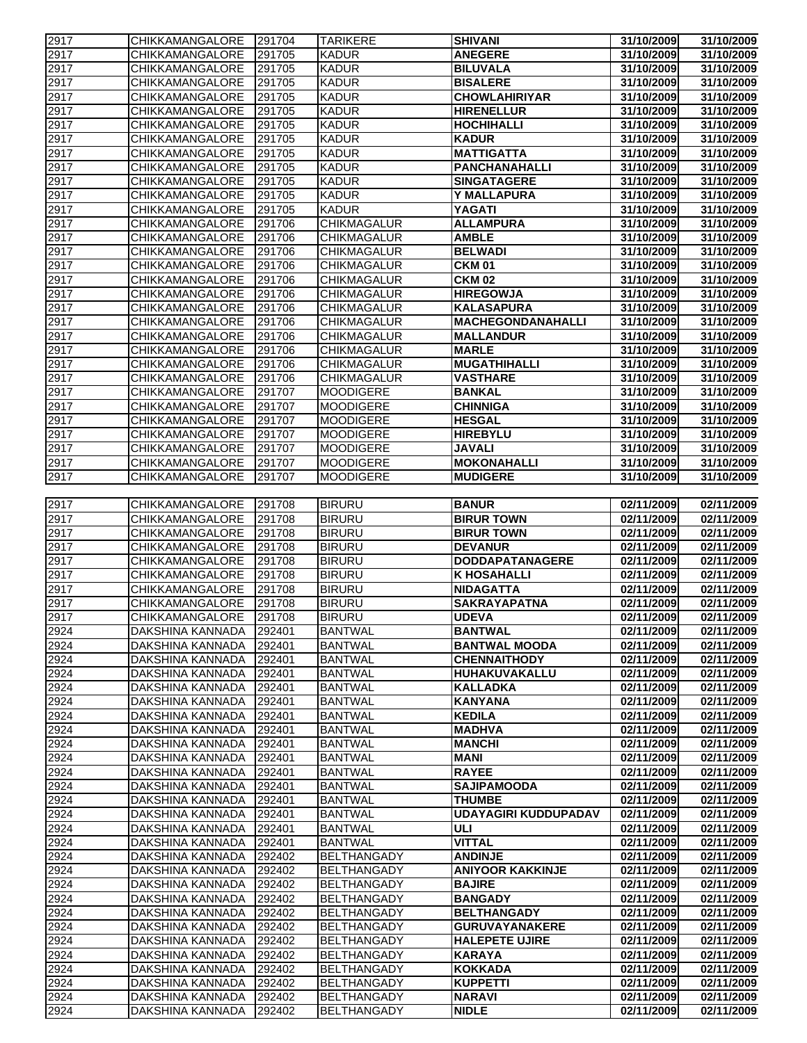| | | | | | | |
|---|---|---|---|---|---|---|
| 2917 | CHIKKAMANGALORE | 291704 | TARIKERE | **SHIVANI** | **31/10/2009** | **31/10/2009** |
| 2917 | CHIKKAMANGALORE | 291705 | KADUR | **ANEGERE** | **31/10/2009** | **31/10/2009** |
| 2917 | CHIKKAMANGALORE | 291705 | KADUR | **BILUVALA** | **31/10/2009** | **31/10/2009** |
| 2917 | CHIKKAMANGALORE | 291705 | KADUR | **BISALERE** | **31/10/2009** | **31/10/2009** |
| 2917 | CHIKKAMANGALORE | 291705 | KADUR | **CHOWLAHIRIYAR** | **31/10/2009** | **31/10/2009** |
| 2917 | CHIKKAMANGALORE | 291705 | KADUR | **HIRENELLUR** | **31/10/2009** | **31/10/2009** |
| 2917 | CHIKKAMANGALORE | 291705 | KADUR | **HOCHIHALLI** | **31/10/2009** | **31/10/2009** |
| 2917 | CHIKKAMANGALORE | 291705 | KADUR | **KADUR** | **31/10/2009** | **31/10/2009** |
| 2917 | CHIKKAMANGALORE | 291705 | KADUR | **MATTIGATTA** | **31/10/2009** | **31/10/2009** |
| 2917 | CHIKKAMANGALORE | 291705 | KADUR | **PANCHANAHALLI** | **31/10/2009** | **31/10/2009** |
| 2917 | CHIKKAMANGALORE | 291705 | KADUR | **SINGATAGERE** | **31/10/2009** | **31/10/2009** |
| 2917 | CHIKKAMANGALORE | 291705 | KADUR | **Y MALLAPURA** | **31/10/2009** | **31/10/2009** |
| 2917 | CHIKKAMANGALORE | 291705 | KADUR | **YAGATI** | **31/10/2009** | **31/10/2009** |
| 2917 | CHIKKAMANGALORE | 291706 | CHIKMAGALUR | **ALLAMPURA** | **31/10/2009** | **31/10/2009** |
| 2917 | CHIKKAMANGALORE | 291706 | CHIKMAGALUR | **AMBLE** | **31/10/2009** | **31/10/2009** |
| 2917 | CHIKKAMANGALORE | 291706 | CHIKMAGALUR | **BELWADI** | **31/10/2009** | **31/10/2009** |
| 2917 | CHIKKAMANGALORE | 291706 | CHIKMAGALUR | **CKM 01** | **31/10/2009** | **31/10/2009** |
| 2917 | CHIKKAMANGALORE | 291706 | CHIKMAGALUR | **CKM 02** | **31/10/2009** | **31/10/2009** |
| 2917 | CHIKKAMANGALORE | 291706 | CHIKMAGALUR | **HIREGOWJA** | **31/10/2009** | **31/10/2009** |
| 2917 | CHIKKAMANGALORE | 291706 | CHIKMAGALUR | **KALASAPURA** | **31/10/2009** | **31/10/2009** |
| 2917 | CHIKKAMANGALORE | 291706 | CHIKMAGALUR | **MACHEGONDANAHALLI** | **31/10/2009** | **31/10/2009** |
| 2917 | CHIKKAMANGALORE | 291706 | CHIKMAGALUR | **MALLANDUR** | **31/10/2009** | **31/10/2009** |
| 2917 | CHIKKAMANGALORE | 291706 | CHIKMAGALUR | **MARLE** | **31/10/2009** | **31/10/2009** |
| 2917 | CHIKKAMANGALORE | 291706 | CHIKMAGALUR | **MUGATHIHALLI** | **31/10/2009** | **31/10/2009** |
| 2917 | CHIKKAMANGALORE | 291706 | CHIKMAGALUR | **VASTHARE** | **31/10/2009** | **31/10/2009** |
| 2917 | CHIKKAMANGALORE | 291707 | MOODIGERE | **BANKAL** | **31/10/2009** | **31/10/2009** |
| 2917 | CHIKKAMANGALORE | 291707 | MOODIGERE | **CHINNIGA** | **31/10/2009** | **31/10/2009** |
| 2917 | CHIKKAMANGALORE | 291707 | MOODIGERE | **HESGAL** | **31/10/2009** | **31/10/2009** |
| 2917 | CHIKKAMANGALORE | 291707 | MOODIGERE | **HIREBYLU** | **31/10/2009** | **31/10/2009** |
| 2917 | CHIKKAMANGALORE | 291707 | MOODIGERE | **JAVALI** | **31/10/2009** | **31/10/2009** |
| 2917 | CHIKKAMANGALORE | 291707 | MOODIGERE | **MOKONAHALLI** | **31/10/2009** | **31/10/2009** |
| 2917 | CHIKKAMANGALORE | 291707 | MOODIGERE | **MUDIGERE** | **31/10/2009** | **31/10/2009** |
| 2917 | CHIKKAMANGALORE | 291708 | BIRURU | **BANUR** | **02/11/2009** | **02/11/2009** |
| 2917 | CHIKKAMANGALORE | 291708 | BIRURU | **BIRUR TOWN** | **02/11/2009** | **02/11/2009** |
| 2917 | CHIKKAMANGALORE | 291708 | BIRURU | **BIRUR TOWN** | **02/11/2009** | **02/11/2009** |
| 2917 | CHIKKAMANGALORE | 291708 | BIRURU | **DEVANUR** | **02/11/2009** | **02/11/2009** |
| 2917 | CHIKKAMANGALORE | 291708 | BIRURU | **DODDAPATANAGERE** | **02/11/2009** | **02/11/2009** |
| 2917 | CHIKKAMANGALORE | 291708 | BIRURU | **K HOSAHALLI** | **02/11/2009** | **02/11/2009** |
| 2917 | CHIKKAMANGALORE | 291708 | BIRURU | **NIDAGATTA** | **02/11/2009** | **02/11/2009** |
| 2917 | CHIKKAMANGALORE | 291708 | BIRURU | **SAKRAYAPATNA** | **02/11/2009** | **02/11/2009** |
| 2917 | CHIKKAMANGALORE | 291708 | BIRURU | **UDEVA** | **02/11/2009** | **02/11/2009** |
| 2924 | DAKSHINA KANNADA | 292401 | BANTWAL | **BANTWAL** | **02/11/2009** | **02/11/2009** |
| 2924 | DAKSHINA KANNADA | 292401 | BANTWAL | **BANTWAL MOODA** | **02/11/2009** | **02/11/2009** |
| 2924 | DAKSHINA KANNADA | 292401 | BANTWAL | **CHENNAITHODY** | **02/11/2009** | **02/11/2009** |
| 2924 | DAKSHINA KANNADA | 292401 | BANTWAL | **HUHAKUVAKALLU** | **02/11/2009** | **02/11/2009** |
| 2924 | DAKSHINA KANNADA | 292401 | BANTWAL | **KALLADKA** | **02/11/2009** | **02/11/2009** |
| 2924 | DAKSHINA KANNADA | 292401 | BANTWAL | **KANYANA** | **02/11/2009** | **02/11/2009** |
| 2924 | DAKSHINA KANNADA | 292401 | BANTWAL | **KEDILA** | **02/11/2009** | **02/11/2009** |
| 2924 | DAKSHINA KANNADA | 292401 | BANTWAL | **MADHVA** | **02/11/2009** | **02/11/2009** |
| 2924 | DAKSHINA KANNADA | 292401 | BANTWAL | **MANCHI** | **02/11/2009** | **02/11/2009** |
| 2924 | DAKSHINA KANNADA | 292401 | BANTWAL | **MANI** | **02/11/2009** | **02/11/2009** |
| 2924 | DAKSHINA KANNADA | 292401 | BANTWAL | **RAYEE** | **02/11/2009** | **02/11/2009** |
| 2924 | DAKSHINA KANNADA | 292401 | BANTWAL | **SAJIPAMOODA** | **02/11/2009** | **02/11/2009** |
| 2924 | DAKSHINA KANNADA | 292401 | BANTWAL | **THUMBE** | **02/11/2009** | **02/11/2009** |
| 2924 | DAKSHINA KANNADA | 292401 | BANTWAL | **UDAYAGIRI KUDDUPADAV** | **02/11/2009** | **02/11/2009** |
| 2924 | DAKSHINA KANNADA | 292401 | BANTWAL | **ULI** | **02/11/2009** | **02/11/2009** |
| 2924 | DAKSHINA KANNADA | 292401 | BANTWAL | **VITTAL** | **02/11/2009** | **02/11/2009** |
| 2924 | DAKSHINA KANNADA | 292402 | BELTHANGADY | **ANDINJE** | **02/11/2009** | **02/11/2009** |
| 2924 | DAKSHINA KANNADA | 292402 | BELTHANGADY | **ANIYOOR KAKKINJE** | **02/11/2009** | **02/11/2009** |
| 2924 | DAKSHINA KANNADA | 292402 | BELTHANGADY | **BAJIRE** | **02/11/2009** | **02/11/2009** |
| 2924 | DAKSHINA KANNADA | 292402 | BELTHANGADY | **BANGADY** | **02/11/2009** | **02/11/2009** |
| 2924 | DAKSHINA KANNADA | 292402 | BELTHANGADY | **BELTHANGADY** | **02/11/2009** | **02/11/2009** |
| 2924 | DAKSHINA KANNADA | 292402 | BELTHANGADY | **GURUVAYANAKERE** | **02/11/2009** | **02/11/2009** |
| 2924 | DAKSHINA KANNADA | 292402 | BELTHANGADY | **HALEPETE UJIRE** | **02/11/2009** | **02/11/2009** |
| 2924 | DAKSHINA KANNADA | 292402 | BELTHANGADY | **KARAYA** | **02/11/2009** | **02/11/2009** |
| 2924 | DAKSHINA KANNADA | 292402 | BELTHANGADY | **KOKKADA** | **02/11/2009** | **02/11/2009** |
| 2924 | DAKSHINA KANNADA | 292402 | BELTHANGADY | **KUPPETTI** | **02/11/2009** | **02/11/2009** |
| 2924 | DAKSHINA KANNADA | 292402 | BELTHANGADY | **NARAVI** | **02/11/2009** | **02/11/2009** |
| 2924 | DAKSHINA KANNADA | 292402 | BELTHANGADY | **NIDLE** | **02/11/2009** | **02/11/2009** |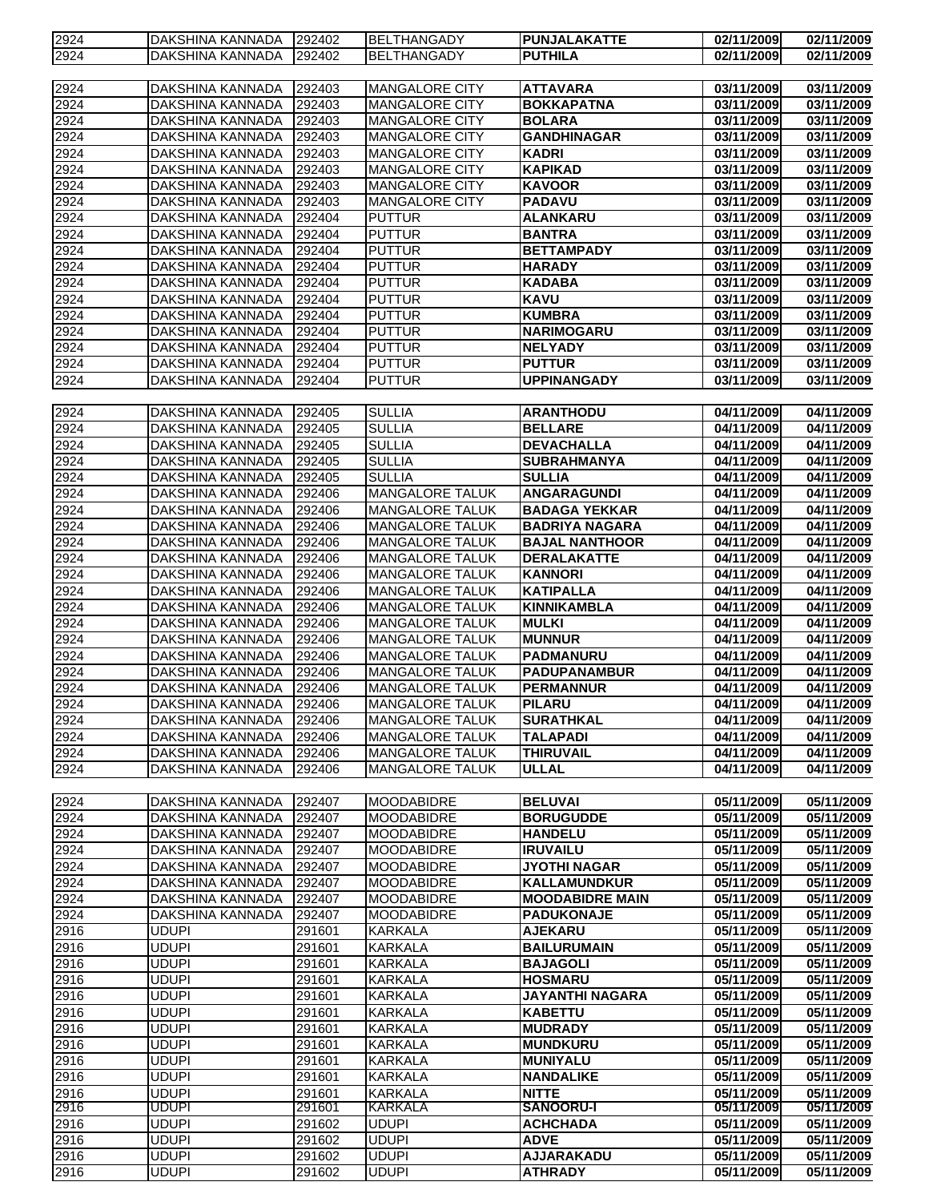| | | | | | | |
|---|---|---|---|---|---|---|
| 2924 | DAKSHINA KANNADA | 292402 | BELTHANGADY | **PUNJALAKATTE** | **02/11/2009** | **02/11/2009** |
| 2924 | DAKSHINA KANNADA | 292402 | BELTHANGADY | **PUTHILA** | **02/11/2009** | **02/11/2009** |
| | | | | | | |
| 2924 | DAKSHINA KANNADA | 292403 | MANGALORE CITY | **ATTAVARA** | **03/11/2009** | **03/11/2009** |
| 2924 | DAKSHINA KANNADA | 292403 | MANGALORE CITY | **BOKKAPATNA** | **03/11/2009** | **03/11/2009** |
| 2924 | DAKSHINA KANNADA | 292403 | MANGALORE CITY | **BOLARA** | **03/11/2009** | **03/11/2009** |
| 2924 | DAKSHINA KANNADA | 292403 | MANGALORE CITY | **GANDHINAGAR** | **03/11/2009** | **03/11/2009** |
| 2924 | DAKSHINA KANNADA | 292403 | MANGALORE CITY | **KADRI** | **03/11/2009** | **03/11/2009** |
| 2924 | DAKSHINA KANNADA | 292403 | MANGALORE CITY | **KAPIKAD** | **03/11/2009** | **03/11/2009** |
| 2924 | DAKSHINA KANNADA | 292403 | MANGALORE CITY | **KAVOOR** | **03/11/2009** | **03/11/2009** |
| 2924 | DAKSHINA KANNADA | 292403 | MANGALORE CITY | **PADAVU** | **03/11/2009** | **03/11/2009** |
| 2924 | DAKSHINA KANNADA | 292404 | PUTTUR | **ALANKARU** | **03/11/2009** | **03/11/2009** |
| 2924 | DAKSHINA KANNADA | 292404 | PUTTUR | **BANTRA** | **03/11/2009** | **03/11/2009** |
| 2924 | DAKSHINA KANNADA | 292404 | PUTTUR | **BETTAMPADY** | **03/11/2009** | **03/11/2009** |
| 2924 | DAKSHINA KANNADA | 292404 | PUTTUR | **HARADY** | **03/11/2009** | **03/11/2009** |
| 2924 | DAKSHINA KANNADA | 292404 | PUTTUR | **KADABA** | **03/11/2009** | **03/11/2009** |
| 2924 | DAKSHINA KANNADA | 292404 | PUTTUR | **KAVU** | **03/11/2009** | **03/11/2009** |
| 2924 | DAKSHINA KANNADA | 292404 | PUTTUR | **KUMBRA** | **03/11/2009** | **03/11/2009** |
| 2924 | DAKSHINA KANNADA | 292404 | PUTTUR | **NARIMOGARU** | **03/11/2009** | **03/11/2009** |
| 2924 | DAKSHINA KANNADA | 292404 | PUTTUR | **NELYADY** | **03/11/2009** | **03/11/2009** |
| 2924 | DAKSHINA KANNADA | 292404 | PUTTUR | **PUTTUR** | **03/11/2009** | **03/11/2009** |
| 2924 | DAKSHINA KANNADA | 292404 | PUTTUR | **UPPINANGADY** | **03/11/2009** | **03/11/2009** |
| | | | | | | |
| 2924 | DAKSHINA KANNADA | 292405 | SULLIA | **ARANTHODU** | **04/11/2009** | **04/11/2009** |
| 2924 | DAKSHINA KANNADA | 292405 | SULLIA | **BELLARE** | **04/11/2009** | **04/11/2009** |
| 2924 | DAKSHINA KANNADA | 292405 | SULLIA | **DEVACHALLA** | **04/11/2009** | **04/11/2009** |
| 2924 | DAKSHINA KANNADA | 292405 | SULLIA | **SUBRAHMANYA** | **04/11/2009** | **04/11/2009** |
| 2924 | DAKSHINA KANNADA | 292405 | SULLIA | **SULLIA** | **04/11/2009** | **04/11/2009** |
| 2924 | DAKSHINA KANNADA | 292406 | MANGALORE TALUK | **ANGARAGUNDI** | **04/11/2009** | **04/11/2009** |
| 2924 | DAKSHINA KANNADA | 292406 | MANGALORE TALUK | **BADAGA YEKKAR** | **04/11/2009** | **04/11/2009** |
| 2924 | DAKSHINA KANNADA | 292406 | MANGALORE TALUK | **BADRIYA NAGARA** | **04/11/2009** | **04/11/2009** |
| 2924 | DAKSHINA KANNADA | 292406 | MANGALORE TALUK | **BAJAL NANTHOOR** | **04/11/2009** | **04/11/2009** |
| 2924 | DAKSHINA KANNADA | 292406 | MANGALORE TALUK | **DERALAKATTE** | **04/11/2009** | **04/11/2009** |
| 2924 | DAKSHINA KANNADA | 292406 | MANGALORE TALUK | **KANNORI** | **04/11/2009** | **04/11/2009** |
| 2924 | DAKSHINA KANNADA | 292406 | MANGALORE TALUK | **KATIPALLA** | **04/11/2009** | **04/11/2009** |
| 2924 | DAKSHINA KANNADA | 292406 | MANGALORE TALUK | **KINNIKAMBLA** | **04/11/2009** | **04/11/2009** |
| 2924 | DAKSHINA KANNADA | 292406 | MANGALORE TALUK | **MULKI** | **04/11/2009** | **04/11/2009** |
| 2924 | DAKSHINA KANNADA | 292406 | MANGALORE TALUK | **MUNNUR** | **04/11/2009** | **04/11/2009** |
| 2924 | DAKSHINA KANNADA | 292406 | MANGALORE TALUK | **PADMANURU** | **04/11/2009** | **04/11/2009** |
| 2924 | DAKSHINA KANNADA | 292406 | MANGALORE TALUK | **PADUPANAMBUR** | **04/11/2009** | **04/11/2009** |
| 2924 | DAKSHINA KANNADA | 292406 | MANGALORE TALUK | **PERMANNUR** | **04/11/2009** | **04/11/2009** |
| 2924 | DAKSHINA KANNADA | 292406 | MANGALORE TALUK | **PILARU** | **04/11/2009** | **04/11/2009** |
| 2924 | DAKSHINA KANNADA | 292406 | MANGALORE TALUK | **SURATHKAL** | **04/11/2009** | **04/11/2009** |
| 2924 | DAKSHINA KANNADA | 292406 | MANGALORE TALUK | **TALAPADI** | **04/11/2009** | **04/11/2009** |
| 2924 | DAKSHINA KANNADA | 292406 | MANGALORE TALUK | **THIRUVAIL** | **04/11/2009** | **04/11/2009** |
| 2924 | DAKSHINA KANNADA | 292406 | MANGALORE TALUK | **ULLAL** | **04/11/2009** | **04/11/2009** |
| | | | | | | |
| 2924 | DAKSHINA KANNADA | 292407 | MOODABIDRE | **BELUVAI** | **05/11/2009** | **05/11/2009** |
| 2924 | DAKSHINA KANNADA | 292407 | MOODABIDRE | **BORUGUDDE** | **05/11/2009** | **05/11/2009** |
| 2924 | DAKSHINA KANNADA | 292407 | MOODABIDRE | **HANDELU** | **05/11/2009** | **05/11/2009** |
| 2924 | DAKSHINA KANNADA | 292407 | MOODABIDRE | **IRUVAILU** | **05/11/2009** | **05/11/2009** |
| 2924 | DAKSHINA KANNADA | 292407 | MOODABIDRE | **JYOTHI NAGAR** | **05/11/2009** | **05/11/2009** |
| 2924 | DAKSHINA KANNADA | 292407 | MOODABIDRE | **KALLAMUNDKUR** | **05/11/2009** | **05/11/2009** |
| 2924 | DAKSHINA KANNADA | 292407 | MOODABIDRE | **MOODABIDRE MAIN** | **05/11/2009** | **05/11/2009** |
| 2924 | DAKSHINA KANNADA | 292407 | MOODABIDRE | **PADUKONAJE** | **05/11/2009** | **05/11/2009** |
| 2916 | UDUPI | 291601 | KARKALA | **AJEKARU** | **05/11/2009** | **05/11/2009** |
| 2916 | UDUPI | 291601 | KARKALA | **BAILURUMAIN** | **05/11/2009** | **05/11/2009** |
| 2916 | UDUPI | 291601 | KARKALA | **BAJAGOLI** | **05/11/2009** | **05/11/2009** |
| 2916 | UDUPI | 291601 | KARKALA | **HOSMARU** | **05/11/2009** | **05/11/2009** |
| 2916 | UDUPI | 291601 | KARKALA | **JAYANTHI NAGARA** | **05/11/2009** | **05/11/2009** |
| 2916 | UDUPI | 291601 | KARKALA | **KABETTU** | **05/11/2009** | **05/11/2009** |
| 2916 | UDUPI | 291601 | KARKALA | **MUDRADY** | **05/11/2009** | **05/11/2009** |
| 2916 | UDUPI | 291601 | KARKALA | **MUNDKURU** | **05/11/2009** | **05/11/2009** |
| 2916 | UDUPI | 291601 | KARKALA | **MUNIYALU** | **05/11/2009** | **05/11/2009** |
| 2916 | UDUPI | 291601 | KARKALA | **NANDALIKE** | **05/11/2009** | **05/11/2009** |
| 2916 | UDUPI | 291601 | KARKALA | **NITTE** | **05/11/2009** | **05/11/2009** |
| 2916 | UDUPI | 291601 | KARKALA | **SANOORU-I** | **05/11/2009** | **05/11/2009** |
| 2916 | UDUPI | 291602 | UDUPI | **ACHCHADA** | **05/11/2009** | **05/11/2009** |
| 2916 | UDUPI | 291602 | UDUPI | **ADVE** | **05/11/2009** | **05/11/2009** |
| 2916 | UDUPI | 291602 | UDUPI | **AJJARAKADU** | **05/11/2009** | **05/11/2009** |
| 2916 | UDUPI | 291602 | UDUPI | **ATHRADY** | **05/11/2009** | **05/11/2009** |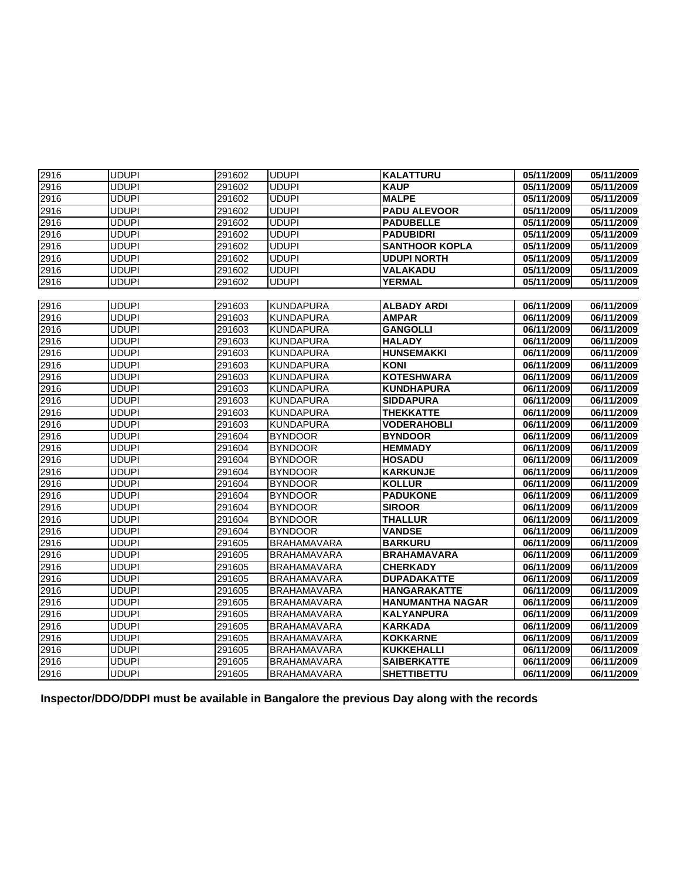| | | | | | | |
|---|---|---|---|---|---|---|
| 2916 | UDUPI | 291602 | UDUPI | **KALATTURU** | **05/11/2009** | **05/11/2009** |
| 2916 | UDUPI | 291602 | UDUPI | **KAUP** | **05/11/2009** | **05/11/2009** |
| 2916 | UDUPI | 291602 | UDUPI | **MALPE** | **05/11/2009** | **05/11/2009** |
| 2916 | UDUPI | 291602 | UDUPI | **PADU ALEVOOR** | **05/11/2009** | **05/11/2009** |
| 2916 | UDUPI | 291602 | UDUPI | **PADUBELLE** | **05/11/2009** | **05/11/2009** |
| 2916 | UDUPI | 291602 | UDUPI | **PADUBIDRI** | **05/11/2009** | **05/11/2009** |
| 2916 | UDUPI | 291602 | UDUPI | **SANTHOOR KOPLA** | **05/11/2009** | **05/11/2009** |
| 2916 | UDUPI | 291602 | UDUPI | **UDUPI NORTH** | **05/11/2009** | **05/11/2009** |
| 2916 | UDUPI | 291602 | UDUPI | **VALAKADU** | **05/11/2009** | **05/11/2009** |
| 2916 | UDUPI | 291602 | UDUPI | **YERMAL** | **05/11/2009** | **05/11/2009** |

| | | | | | | |
|---|---|---|---|---|---|---|
| 2916 | UDUPI | 291603 | KUNDAPURA | **ALBADY ARDI** | **06/11/2009** | **06/11/2009** |
| 2916 | UDUPI | 291603 | KUNDAPURA | **AMPAR** | **06/11/2009** | **06/11/2009** |
| 2916 | UDUPI | 291603 | KUNDAPURA | **GANGOLLI** | **06/11/2009** | **06/11/2009** |
| 2916 | UDUPI | 291603 | KUNDAPURA | **HALADY** | **06/11/2009** | **06/11/2009** |
| 2916 | UDUPI | 291603 | KUNDAPURA | **HUNSEMAKKI** | **06/11/2009** | **06/11/2009** |
| 2916 | UDUPI | 291603 | KUNDAPURA | **KONI** | **06/11/2009** | **06/11/2009** |
| 2916 | UDUPI | 291603 | KUNDAPURA | **KOTESHWARA** | **06/11/2009** | **06/11/2009** |
| 2916 | UDUPI | 291603 | KUNDAPURA | **KUNDHAPURA** | **06/11/2009** | **06/11/2009** |
| 2916 | UDUPI | 291603 | KUNDAPURA | **SIDDAPURA** | **06/11/2009** | **06/11/2009** |
| 2916 | UDUPI | 291603 | KUNDAPURA | **THEKKATTE** | **06/11/2009** | **06/11/2009** |
| 2916 | UDUPI | 291603 | KUNDAPURA | **VODERAHOBLI** | **06/11/2009** | **06/11/2009** |
| 2916 | UDUPI | 291604 | BYNDOOR | **BYNDOOR** | **06/11/2009** | **06/11/2009** |
| 2916 | UDUPI | 291604 | BYNDOOR | **HEMMADY** | **06/11/2009** | **06/11/2009** |
| 2916 | UDUPI | 291604 | BYNDOOR | **HOSADU** | **06/11/2009** | **06/11/2009** |
| 2916 | UDUPI | 291604 | BYNDOOR | **KARKUNJE** | **06/11/2009** | **06/11/2009** |
| 2916 | UDUPI | 291604 | BYNDOOR | **KOLLUR** | **06/11/2009** | **06/11/2009** |
| 2916 | UDUPI | 291604 | BYNDOOR | **PADUKONE** | **06/11/2009** | **06/11/2009** |
| 2916 | UDUPI | 291604 | BYNDOOR | **SIROOR** | **06/11/2009** | **06/11/2009** |
| 2916 | UDUPI | 291604 | BYNDOOR | **THALLUR** | **06/11/2009** | **06/11/2009** |
| 2916 | UDUPI | 291604 | BYNDOOR | **VANDSE** | **06/11/2009** | **06/11/2009** |
| 2916 | UDUPI | 291605 | BRAHAMAVARA | **BARKURU** | **06/11/2009** | **06/11/2009** |
| 2916 | UDUPI | 291605 | BRAHAMAVARA | **BRAHAMAVARA** | **06/11/2009** | **06/11/2009** |
| 2916 | UDUPI | 291605 | BRAHAMAVARA | **CHERKADY** | **06/11/2009** | **06/11/2009** |
| 2916 | UDUPI | 291605 | BRAHAMAVARA | **DUPADAKATTE** | **06/11/2009** | **06/11/2009** |
| 2916 | UDUPI | 291605 | BRAHAMAVARA | **HANGARAKATTE** | **06/11/2009** | **06/11/2009** |
| 2916 | UDUPI | 291605 | BRAHAMAVARA | **HANUMANTHA NAGAR** | **06/11/2009** | **06/11/2009** |
| 2916 | UDUPI | 291605 | BRAHAMAVARA | **KALYANPURA** | **06/11/2009** | **06/11/2009** |
| 2916 | UDUPI | 291605 | BRAHAMAVARA | **KARKADA** | **06/11/2009** | **06/11/2009** |
| 2916 | UDUPI | 291605 | BRAHAMAVARA | **KOKKARNE** | **06/11/2009** | **06/11/2009** |
| 2916 | UDUPI | 291605 | BRAHAMAVARA | **KUKKEHALLI** | **06/11/2009** | **06/11/2009** |
| 2916 | UDUPI | 291605 | BRAHAMAVARA | **SAIBERKATTE** | **06/11/2009** | **06/11/2009** |
| 2916 | UDUPI | 291605 | BRAHAMAVARA | **SHETTIBETTU** | **06/11/2009** | **06/11/2009** |

**Inspector/DDO/DDPI must be available in Bangalore the previous Day along with the records**